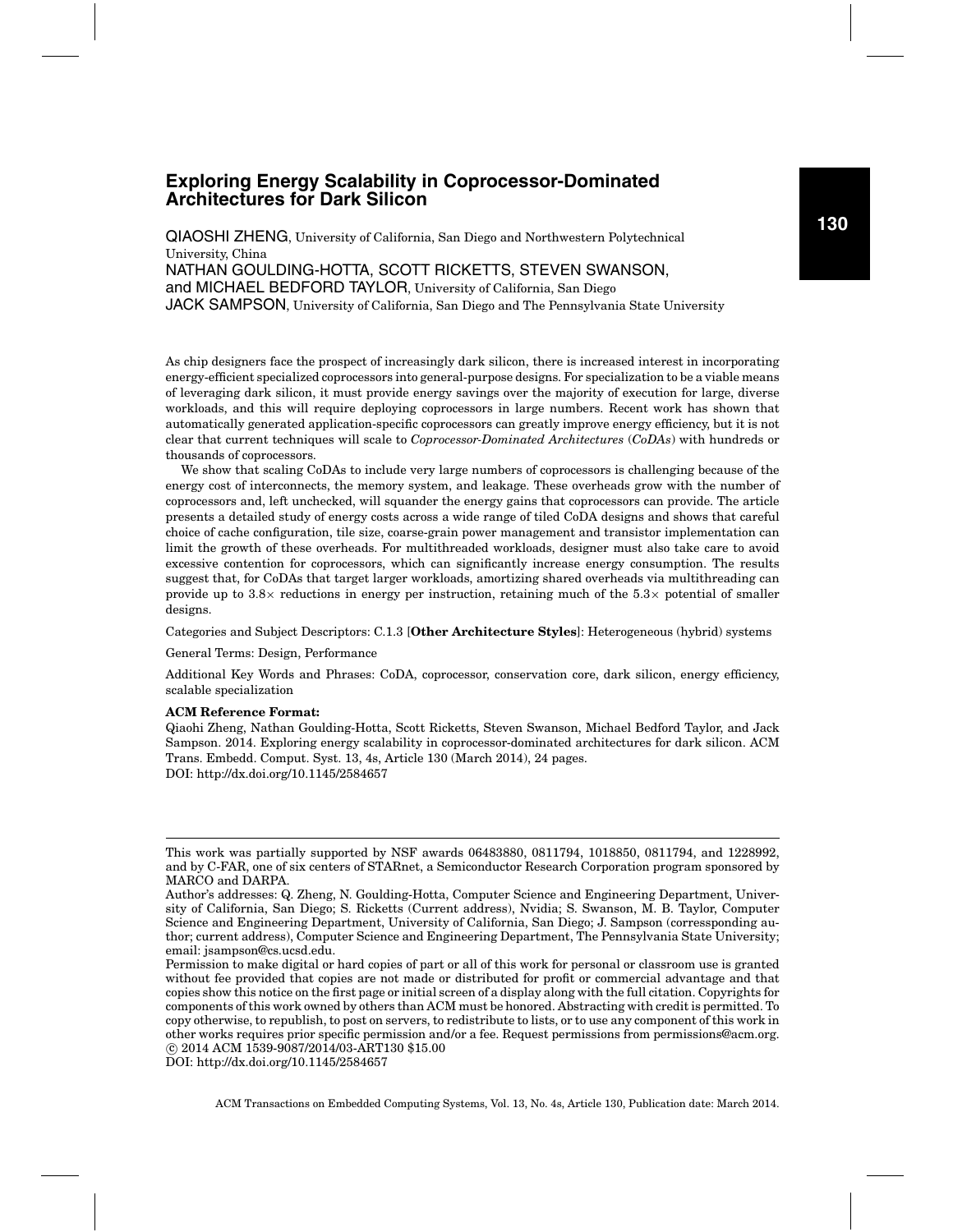# Exploring Energy Scalability in Coprocessor-Dominated Architectures for Dark Silicon

QIAOSHI ZHENG, University of California, San Diego and Northwestern Polytechnical University, China
NATHAN GOULDING-HOTTA, SCOTT RICKETTS, STEVEN SWANSON, and MICHAEL BEDFORD TAYLOR, University of California, San Diego
JACK SAMPSON, University of California, San Diego and The Pennsylvania State University

As chip designers face the prospect of increasingly dark silicon, there is increased interest in incorporating energy-efficient specialized coprocessors into general-purpose designs. For specialization to be a viable means of leveraging dark silicon, it must provide energy savings over the majority of execution for large, diverse workloads, and this will require deploying coprocessors in large numbers. Recent work has shown that automatically generated application-specific coprocessors can greatly improve energy efficiency, but it is not clear that current techniques will scale to *Coprocessor-Dominated Architectures* (*CoDAs*) with hundreds or thousands of coprocessors.

We show that scaling CoDAs to include very large numbers of coprocessors is challenging because of the energy cost of interconnects, the memory system, and leakage. These overheads grow with the number of coprocessors and, left unchecked, will squander the energy gains that coprocessors can provide. The article presents a detailed study of energy costs across a wide range of tiled CoDA designs and shows that careful choice of cache configuration, tile size, coarse-grain power management and transistor implementation can limit the growth of these overheads. For multithreaded workloads, designer must also take care to avoid excessive contention for coprocessors, which can significantly increase energy consumption. The results suggest that, for CoDAs that target larger workloads, amortizing shared overheads via multithreading can provide up to 3.8× reductions in energy per instruction, retaining much of the 5.3× potential of smaller designs.

Categories and Subject Descriptors: C.1.3 [**Other Architecture Styles**]: Heterogeneous (hybrid) systems

General Terms: Design, Performance

Additional Key Words and Phrases: CoDA, coprocessor, conservation core, dark silicon, energy efficiency, scalable specialization

**ACM Reference Format:**

Qiaohi Zheng, Nathan Goulding-Hotta, Scott Ricketts, Steven Swanson, Michael Bedford Taylor, and Jack Sampson. 2014. Exploring energy scalability in coprocessor-dominated architectures for dark silicon. ACM Trans. Embedd. Comput. Syst. 13, 4s, Article 130 (March 2014), 24 pages.
DOI: http://dx.doi.org/10.1145/2584657

---

This work was partially supported by NSF awards 06483880, 0811794, 1018850, 0811794, and 1228992, and by C-FAR, one of six centers of STARnet, a Semiconductor Research Corporation program sponsored by MARCO and DARPA.

Author's addresses: Q. Zheng, N. Goulding-Hotta, Computer Science and Engineering Department, University of California, San Diego; S. Ricketts (Current address), Nvidia; S. Swanson, M. B. Taylor, Computer Science and Engineering Department, University of California, San Diego; J. Sampson (corressponding author; current address), Computer Science and Engineering Department, The Pennsylvania State University; email: jsampson@cs.ucsd.edu.

Permission to make digital or hard copies of part or all of this work for personal or classroom use is granted without fee provided that copies are not made or distributed for profit or commercial advantage and that copies show this notice on the first page or initial screen of a display along with the full citation. Copyrights for components of this work owned by others than ACM must be honored. Abstracting with credit is permitted. To copy otherwise, to republish, to post on servers, to redistribute to lists, or to use any component of this work in other works requires prior specific permission and/or a fee. Request permissions from permissions@acm.org.
© 2014 ACM 1539-9087/2014/03-ART130 $15.00
DOI: http://dx.doi.org/10.1145/2584657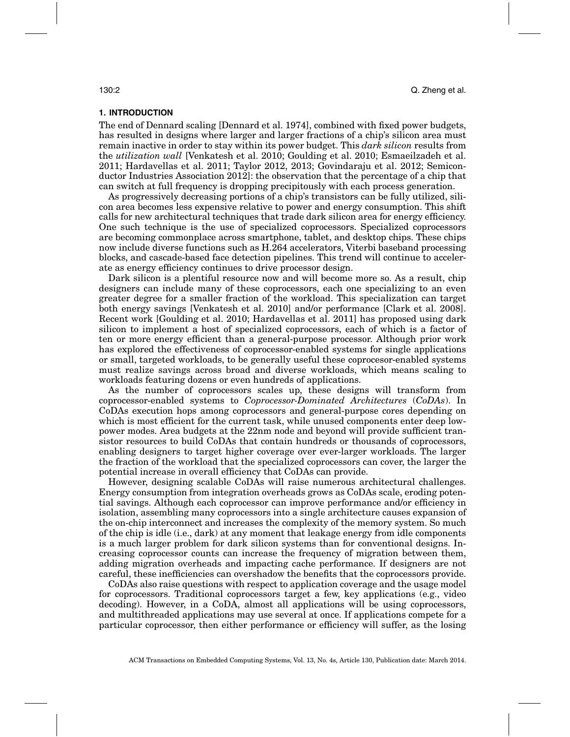## 1. INTRODUCTION

The end of Dennard scaling [Dennard et al. 1974], combined with fixed power budgets, has resulted in designs where larger and larger fractions of a chip's silicon area must remain inactive in order to stay within its power budget. This *dark silicon* results from the *utilization wall* [Venkatesh et al. 2010; Goulding et al. 2010; Esmaeilzadeh et al. 2011; Hardavellas et al. 2011; Taylor 2012, 2013; Govindaraju et al. 2012; Semiconductor Industries Association 2012]: the observation that the percentage of a chip that can switch at full frequency is dropping precipitously with each process generation.

As progressively decreasing portions of a chip's transistors can be fully utilized, silicon area becomes less expensive relative to power and energy consumption. This shift calls for new architectural techniques that trade dark silicon area for energy efficiency. One such technique is the use of specialized coprocessors. Specialized coprocessors are becoming commonplace across smartphone, tablet, and desktop chips. These chips now include diverse functions such as H.264 accelerators, Viterbi baseband processing blocks, and cascade-based face detection pipelines. This trend will continue to accelerate as energy efficiency continues to drive processor design.

Dark silicon is a plentiful resource now and will become more so. As a result, chip designers can include many of these coprocessors, each one specializing to an even greater degree for a smaller fraction of the workload. This specialization can target both energy savings [Venkatesh et al. 2010] and/or performance [Clark et al. 2008]. Recent work [Goulding et al. 2010; Hardavellas et al. 2011] has proposed using dark silicon to implement a host of specialized coprocessors, each of which is a factor of ten or more energy efficient than a general-purpose processor. Although prior work has explored the effectiveness of coprocessor-enabled systems for single applications or small, targeted workloads, to be generally useful these coprocesor-enabled systems must realize savings across broad and diverse workloads, which means scaling to workloads featuring dozens or even hundreds of applications.

As the number of coprocessors scales up, these designs will transform from coprocessor-enabled systems to *Coprocessor-Dominated Architectures* (*CoDAs*). In CoDAs execution hops among coprocessors and general-purpose cores depending on which is most efficient for the current task, while unused components enter deep low-power modes. Area budgets at the 22nm node and beyond will provide sufficient transistor resources to build CoDAs that contain hundreds or thousands of coprocessors, enabling designers to target higher coverage over ever-larger workloads. The larger the fraction of the workload that the specialized coprocessors can cover, the larger the potential increase in overall efficiency that CoDAs can provide.

However, designing scalable CoDAs will raise numerous architectural challenges. Energy consumption from integration overheads grows as CoDAs scale, eroding potential savings. Although each coprocessor can improve performance and/or efficiency in isolation, assembling many coprocessors into a single architecture causes expansion of the on-chip interconnect and increases the complexity of the memory system. So much of the chip is idle (i.e., dark) at any moment that leakage energy from idle components is a much larger problem for dark silicon systems than for conventional designs. Increasing coprocessor counts can increase the frequency of migration between them, adding migration overheads and impacting cache performance. If designers are not careful, these inefficiencies can overshadow the benefits that the coprocessors provide.

CoDAs also raise questions with respect to application coverage and the usage model for coprocessors. Traditional coprocessors target a few, key applications (e.g., video decoding). However, in a CoDA, almost all applications will be using coprocessors, and multithreaded applications may use several at once. If applications compete for a particular coprocessor, then either performance or efficiency will suffer, as the losing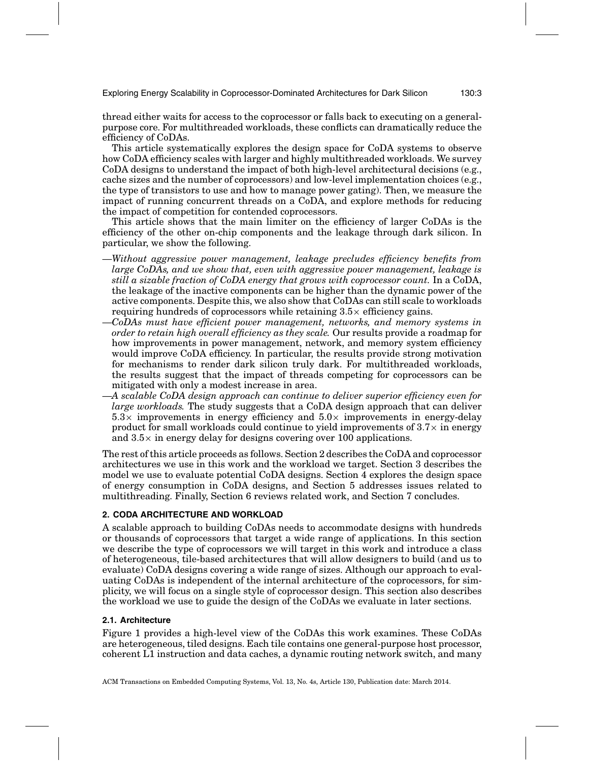thread either waits for access to the coprocessor or falls back to executing on a general-purpose core. For multithreaded workloads, these conflicts can dramatically reduce the efficiency of CoDAs.

This article systematically explores the design space for CoDA systems to observe how CoDA efficiency scales with larger and highly multithreaded workloads. We survey CoDA designs to understand the impact of both high-level architectural decisions (e.g., cache sizes and the number of coprocessors) and low-level implementation choices (e.g., the type of transistors to use and how to manage power gating). Then, we measure the impact of running concurrent threads on a CoDA, and explore methods for reducing the impact of competition for contended coprocessors.

This article shows that the main limiter on the efficiency of larger CoDAs is the efficiency of the other on-chip components and the leakage through dark silicon. In particular, we show the following.

—*Without aggressive power management, leakage precludes efficiency benefits from large CoDAs, and we show that, even with aggressive power management, leakage is still a sizable fraction of CoDA energy that grows with coprocessor count.* In a CoDA, the leakage of the inactive components can be higher than the dynamic power of the active components. Despite this, we also show that CoDAs can still scale to workloads requiring hundreds of coprocessors while retaining 3.5× efficiency gains.

—*CoDAs must have efficient power management, networks, and memory systems in order to retain high overall efficiency as they scale.* Our results provide a roadmap for how improvements in power management, network, and memory system efficiency would improve CoDA efficiency. In particular, the results provide strong motivation for mechanisms to render dark silicon truly dark. For multithreaded workloads, the results suggest that the impact of threads competing for coprocessors can be mitigated with only a modest increase in area.

—*A scalable CoDA design approach can continue to deliver superior efficiency even for large workloads.* The study suggests that a CoDA design approach that can deliver 5.3× improvements in energy efficiency and 5.0× improvements in energy-delay product for small workloads could continue to yield improvements of 3.7× in energy and 3.5× in energy delay for designs covering over 100 applications.

The rest of this article proceeds as follows. Section 2 describes the CoDA and coprocessor architectures we use in this work and the workload we target. Section 3 describes the model we use to evaluate potential CoDA designs. Section 4 explores the design space of energy consumption in CoDA designs, and Section 5 addresses issues related to multithreading. Finally, Section 6 reviews related work, and Section 7 concludes.

## 2. CODA ARCHITECTURE AND WORKLOAD

A scalable approach to building CoDAs needs to accommodate designs with hundreds or thousands of coprocessors that target a wide range of applications. In this section we describe the type of coprocessors we will target in this work and introduce a class of heterogeneous, tile-based architectures that will allow designers to build (and us to evaluate) CoDA designs covering a wide range of sizes. Although our approach to evaluating CoDAs is independent of the internal architecture of the coprocessors, for simplicity, we will focus on a single style of coprocessor design. This section also describes the workload we use to guide the design of the CoDAs we evaluate in later sections.

### 2.1. Architecture

Figure 1 provides a high-level view of the CoDAs this work examines. These CoDAs are heterogeneous, tiled designs. Each tile contains one general-purpose host processor, coherent L1 instruction and data caches, a dynamic routing network switch, and many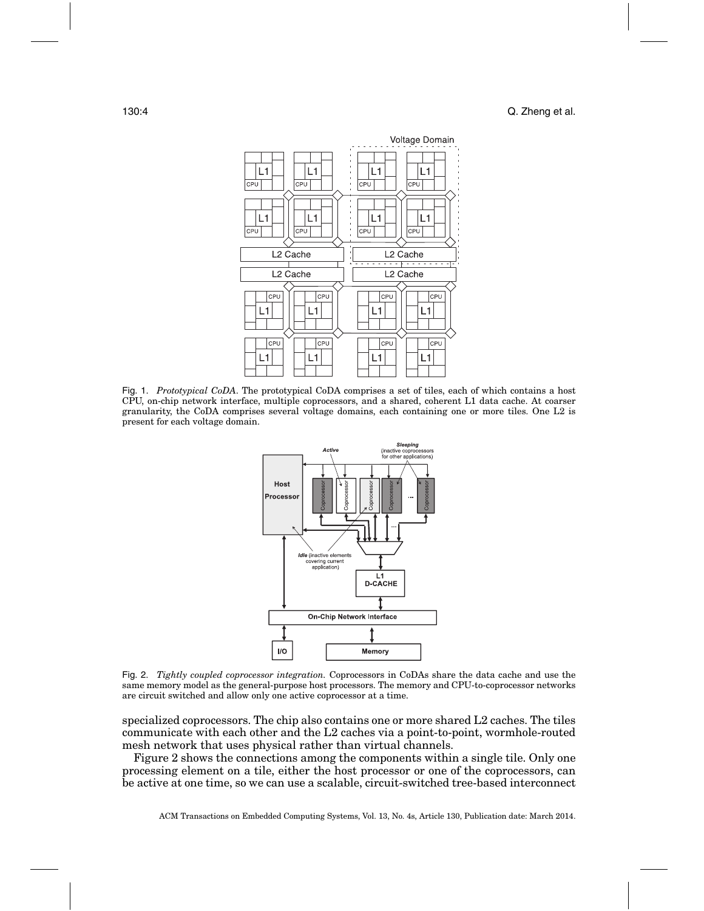Fig. 1. *Prototypical CoDA*. The prototypical CoDA comprises a set of tiles, each of which contains a host CPU, on-chip network interface, multiple coprocessors, and a shared, coherent L1 data cache. At coarser granularity, the CoDA comprises several voltage domains, each containing one or more tiles. One L2 is present for each voltage domain.

Fig. 2. *Tightly coupled coprocessor integration.* Coprocessors in CoDAs share the data cache and use the same memory model as the general-purpose host processors. The memory and CPU-to-coprocessor networks are circuit switched and allow only one active coprocessor at a time.

specialized coprocessors. The chip also contains one or more shared L2 caches. The tiles communicate with each other and the L2 caches via a point-to-point, wormhole-routed mesh network that uses physical rather than virtual channels.

Figure 2 shows the connections among the components within a single tile. Only one processing element on a tile, either the host processor or one of the coprocessors, can be active at one time, so we can use a scalable, circuit-switched tree-based interconnect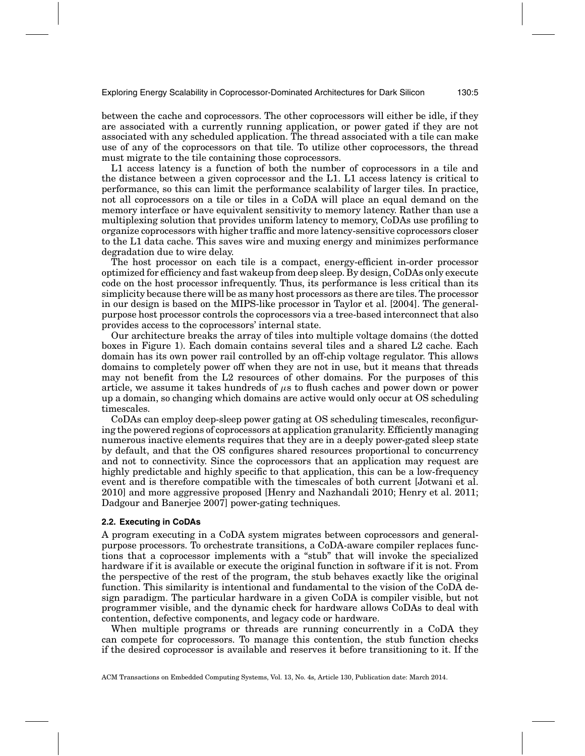between the cache and coprocessors. The other coprocessors will either be idle, if they are associated with a currently running application, or power gated if they are not associated with any scheduled application. The thread associated with a tile can make use of any of the coprocessors on that tile. To utilize other coprocessors, the thread must migrate to the tile containing those coprocessors.

L1 access latency is a function of both the number of coprocessors in a tile and the distance between a given coprocessor and the L1. L1 access latency is critical to performance, so this can limit the performance scalability of larger tiles. In practice, not all coprocessors on a tile or tiles in a CoDA will place an equal demand on the memory interface or have equivalent sensitivity to memory latency. Rather than use a multiplexing solution that provides uniform latency to memory, CoDAs use profiling to organize coprocessors with higher traffic and more latency-sensitive coprocessors closer to the L1 data cache. This saves wire and muxing energy and minimizes performance degradation due to wire delay.

The host processor on each tile is a compact, energy-efficient in-order processor optimized for efficiency and fast wakeup from deep sleep. By design, CoDAs only execute code on the host processor infrequently. Thus, its performance is less critical than its simplicity because there will be as many host processors as there are tiles. The processor in our design is based on the MIPS-like processor in Taylor et al. [2004]. The general-purpose host processor controls the coprocessors via a tree-based interconnect that also provides access to the coprocessors' internal state.

Our architecture breaks the array of tiles into multiple voltage domains (the dotted boxes in Figure 1). Each domain contains several tiles and a shared L2 cache. Each domain has its own power rail controlled by an off-chip voltage regulator. This allows domains to completely power off when they are not in use, but it means that threads may not benefit from the L2 resources of other domains. For the purposes of this article, we assume it takes hundreds of $\mu$s to flush caches and power down or power up a domain, so changing which domains are active would only occur at OS scheduling timescales.

CoDAs can employ deep-sleep power gating at OS scheduling timescales, reconfiguring the powered regions of coprocessors at application granularity. Efficiently managing numerous inactive elements requires that they are in a deeply power-gated sleep state by default, and that the OS configures shared resources proportional to concurrency and not to connectivity. Since the coprocessors that an application may request are highly predictable and highly specific to that application, this can be a low-frequency event and is therefore compatible with the timescales of both current [Jotwani et al. 2010] and more aggressive proposed [Henry and Nazhandali 2010; Henry et al. 2011; Dadgour and Banerjee 2007] power-gating techniques.

### 2.2. Executing in CoDAs

A program executing in a CoDA system migrates between coprocessors and general-purpose processors. To orchestrate transitions, a CoDA-aware compiler replaces functions that a coprocessor implements with a "stub" that will invoke the specialized hardware if it is available or execute the original function in software if it is not. From the perspective of the rest of the program, the stub behaves exactly like the original function. This similarity is intentional and fundamental to the vision of the CoDA design paradigm. The particular hardware in a given CoDA is compiler visible, but not programmer visible, and the dynamic check for hardware allows CoDAs to deal with contention, defective components, and legacy code or hardware.

When multiple programs or threads are running concurrently in a CoDA they can compete for coprocessors. To manage this contention, the stub function checks if the desired coprocessor is available and reserves it before transitioning to it. If the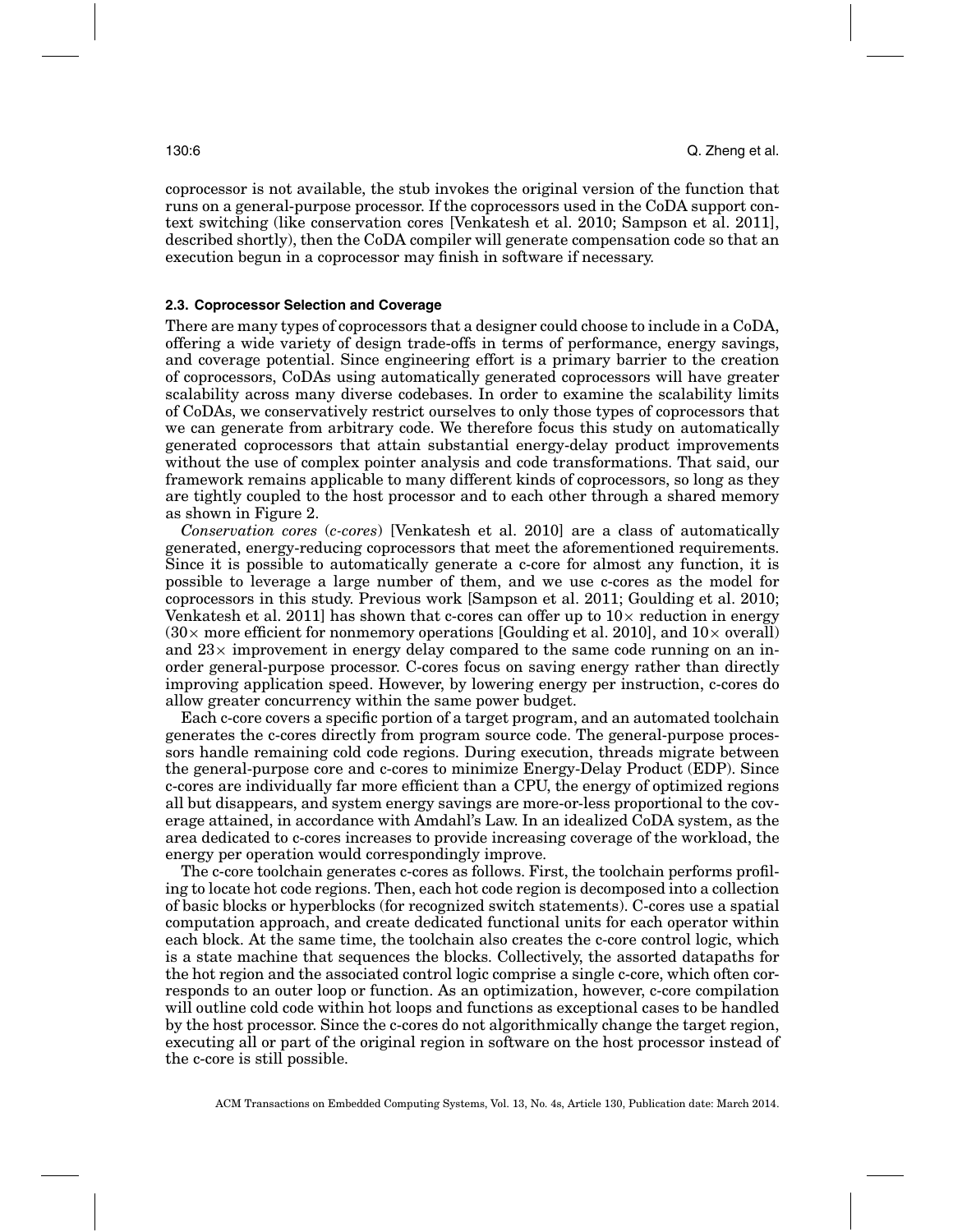coprocessor is not available, the stub invokes the original version of the function that runs on a general-purpose processor. If the coprocessors used in the CoDA support context switching (like conservation cores [Venkatesh et al. 2010; Sampson et al. 2011], described shortly), then the CoDA compiler will generate compensation code so that an execution begun in a coprocessor may finish in software if necessary.

### 2.3. Coprocessor Selection and Coverage

There are many types of coprocessors that a designer could choose to include in a CoDA, offering a wide variety of design trade-offs in terms of performance, energy savings, and coverage potential. Since engineering effort is a primary barrier to the creation of coprocessors, CoDAs using automatically generated coprocessors will have greater scalability across many diverse codebases. In order to examine the scalability limits of CoDAs, we conservatively restrict ourselves to only those types of coprocessors that we can generate from arbitrary code. We therefore focus this study on automatically generated coprocessors that attain substantial energy-delay product improvements without the use of complex pointer analysis and code transformations. That said, our framework remains applicable to many different kinds of coprocessors, so long as they are tightly coupled to the host processor and to each other through a shared memory as shown in Figure 2.

*Conservation cores* (*c-cores*) [Venkatesh et al. 2010] are a class of automatically generated, energy-reducing coprocessors that meet the aforementioned requirements. Since it is possible to automatically generate a c-core for almost any function, it is possible to leverage a large number of them, and we use c-cores as the model for coprocessors in this study. Previous work [Sampson et al. 2011; Goulding et al. 2010; Venkatesh et al. 2011] has shown that c-cores can offer up to $10\times$ reduction in energy ($30\times$ more efficient for nonmemory operations [Goulding et al. 2010], and $10\times$ overall) and $23\times$ improvement in energy delay compared to the same code running on an in-order general-purpose processor. C-cores focus on saving energy rather than directly improving application speed. However, by lowering energy per instruction, c-cores do allow greater concurrency within the same power budget.

Each c-core covers a specific portion of a target program, and an automated toolchain generates the c-cores directly from program source code. The general-purpose processors handle remaining cold code regions. During execution, threads migrate between the general-purpose core and c-cores to minimize Energy-Delay Product (EDP). Since c-cores are individually far more efficient than a CPU, the energy of optimized regions all but disappears, and system energy savings are more-or-less proportional to the coverage attained, in accordance with Amdahl's Law. In an idealized CoDA system, as the area dedicated to c-cores increases to provide increasing coverage of the workload, the energy per operation would correspondingly improve.

The c-core toolchain generates c-cores as follows. First, the toolchain performs profiling to locate hot code regions. Then, each hot code region is decomposed into a collection of basic blocks or hyperblocks (for recognized switch statements). C-cores use a spatial computation approach, and create dedicated functional units for each operator within each block. At the same time, the toolchain also creates the c-core control logic, which is a state machine that sequences the blocks. Collectively, the assorted datapaths for the hot region and the associated control logic comprise a single c-core, which often corresponds to an outer loop or function. As an optimization, however, c-core compilation will outline cold code within hot loops and functions as exceptional cases to be handled by the host processor. Since the c-cores do not algorithmically change the target region, executing all or part of the original region in software on the host processor instead of the c-core is still possible.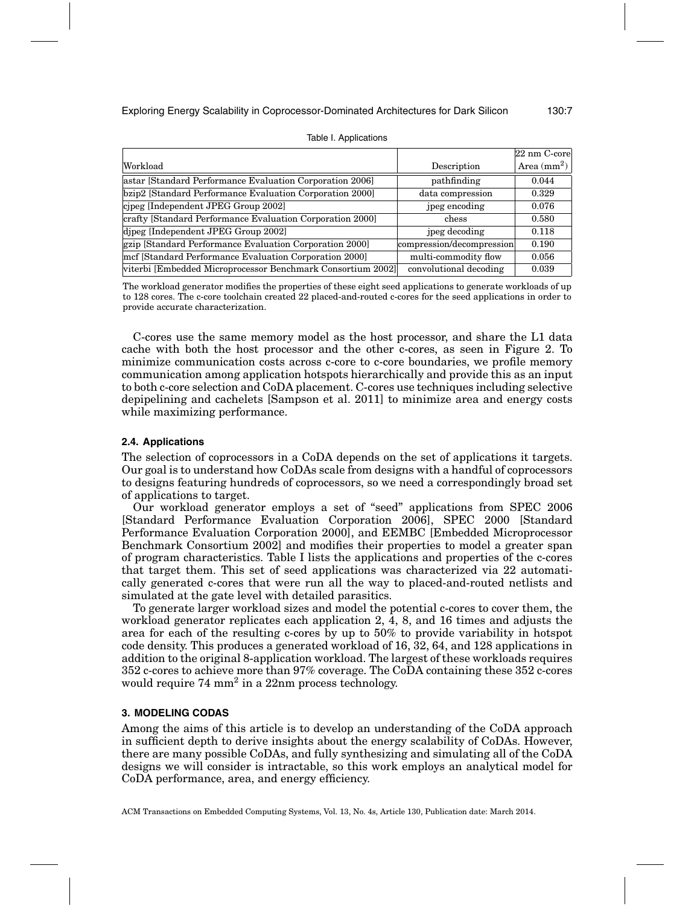Table I. Applications

| Workload | Description | 22 nm C-core Area ($mm^2$) |
|---|---|---|
| astar [Standard Performance Evaluation Corporation 2006] | pathfinding | 0.044 |
| bzip2 [Standard Performance Evaluation Corporation 2000] | data compression | 0.329 |
| cjpeg [Independent JPEG Group 2002] | jpeg encoding | 0.076 |
| crafty [Standard Performance Evaluation Corporation 2000] | chess | 0.580 |
| djpeg [Independent JPEG Group 2002] | jpeg decoding | 0.118 |
| gzip [Standard Performance Evaluation Corporation 2000] | compression/decompression | 0.190 |
| mcf [Standard Performance Evaluation Corporation 2000] | multi-commodity flow | 0.056 |
| viterbi [Embedded Microprocessor Benchmark Consortium 2002] | convolutional decoding | 0.039 |

The workload generator modifies the properties of these eight seed applications to generate workloads of up to 128 cores. The c-core toolchain created 22 placed-and-routed c-cores for the seed applications in order to provide accurate characterization.

C-cores use the same memory model as the host processor, and share the L1 data cache with both the host processor and the other c-cores, as seen in Figure 2. To minimize communication costs across c-core to c-core boundaries, we profile memory communication among application hotspots hierarchically and provide this as an input to both c-core selection and CoDA placement. C-cores use techniques including selective depipelining and cachelets [Sampson et al. 2011] to minimize area and energy costs while maximizing performance.

### 2.4. Applications

The selection of coprocessors in a CoDA depends on the set of applications it targets. Our goal is to understand how CoDAs scale from designs with a handful of coprocessors to designs featuring hundreds of coprocessors, so we need a correspondingly broad set of applications to target.

Our workload generator employs a set of "seed" applications from SPEC 2006 [Standard Performance Evaluation Corporation 2006], SPEC 2000 [Standard Performance Evaluation Corporation 2000], and EEMBC [Embedded Microprocessor Benchmark Consortium 2002] and modifies their properties to model a greater span of program characteristics. Table I lists the applications and properties of the c-cores that target them. This set of seed applications was characterized via 22 automatically generated c-cores that were run all the way to placed-and-routed netlists and simulated at the gate level with detailed parasitics.

To generate larger workload sizes and model the potential c-cores to cover them, the workload generator replicates each application 2, 4, 8, and 16 times and adjusts the area for each of the resulting c-cores by up to 50% to provide variability in hotspot code density. This produces a generated workload of 16, 32, 64, and 128 applications in addition to the original 8-application workload. The largest of these workloads requires 352 c-cores to achieve more than 97% coverage. The CoDA containing these 352 c-cores would require 74 $mm^2$ in a 22nm process technology.

## 3. MODELING CODAS

Among the aims of this article is to develop an understanding of the CoDA approach in sufficient depth to derive insights about the energy scalability of CoDAs. However, there are many possible CoDAs, and fully synthesizing and simulating all of the CoDA designs we will consider is intractable, so this work employs an analytical model for CoDA performance, area, and energy efficiency.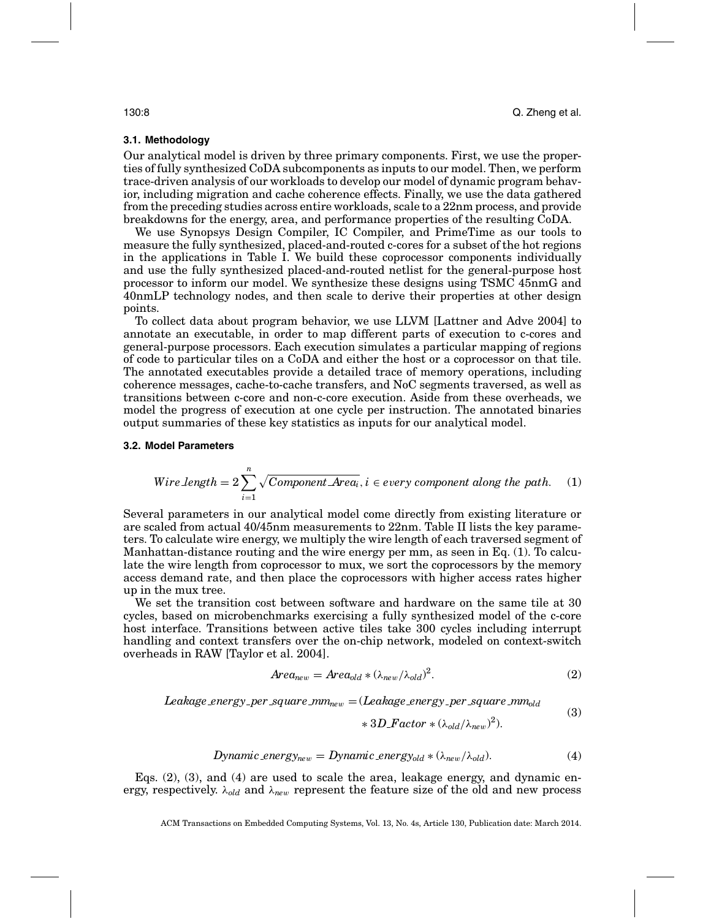### 3.1. Methodology

Our analytical model is driven by three primary components. First, we use the properties of fully synthesized CoDA subcomponents as inputs to our model. Then, we perform trace-driven analysis of our workloads to develop our model of dynamic program behavior, including migration and cache coherence effects. Finally, we use the data gathered from the preceding studies across entire workloads, scale to a 22nm process, and provide breakdowns for the energy, area, and performance properties of the resulting CoDA.

We use Synopsys Design Compiler, IC Compiler, and PrimeTime as our tools to measure the fully synthesized, placed-and-routed c-cores for a subset of the hot regions in the applications in Table I. We build these coprocessor components individually and use the fully synthesized placed-and-routed netlist for the general-purpose host processor to inform our model. We synthesize these designs using TSMC 45nmG and 40nmLP technology nodes, and then scale to derive their properties at other design points.

To collect data about program behavior, we use LLVM [Lattner and Adve 2004] to annotate an executable, in order to map different parts of execution to c-cores and general-purpose processors. Each execution simulates a particular mapping of regions of code to particular tiles on a CoDA and either the host or a coprocessor on that tile. The annotated executables provide a detailed trace of memory operations, including coherence messages, cache-to-cache transfers, and NoC segments traversed, as well as transitions between c-core and non-c-core execution. Aside from these overheads, we model the progress of execution at one cycle per instruction. The annotated binaries output summaries of these key statistics as inputs for our analytical model.

### 3.2. Model Parameters

$$Wire\_length = 2\sum_{i=1}^{n}\sqrt{Component\_Area_i}, i \in every\ component\ along\ the\ path. \quad (1)$$

Several parameters in our analytical model come directly from existing literature or are scaled from actual 40/45nm measurements to 22nm. Table II lists the key parameters. To calculate wire energy, we multiply the wire length of each traversed segment of Manhattan-distance routing and the wire energy per mm, as seen in Eq. (1). To calculate the wire length from coprocessor to mux, we sort the coprocessors by the memory access demand rate, and then place the coprocessors with higher access rates higher up in the mux tree.

We set the transition cost between software and hardware on the same tile at 30 cycles, based on microbenchmarks exercising a fully synthesized model of the c-core host interface. Transitions between active tiles take 300 cycles including interrupt handling and context transfers over the on-chip network, modeled on context-switch overheads in RAW [Taylor et al. 2004].

$$Area_{new} = Area_{old} * (\lambda_{new}/\lambda_{old})^2. \quad (2)$$

$$Leakage\_energy\_per\_square\_mm_{new} = (Leakage\_energy\_per\_square\_mm_{old} * 3D\_Factor * (\lambda_{old}/\lambda_{new})^2). \quad (3)$$

$$Dynamic\_energy_{new} = Dynamic\_energy_{old} * (\lambda_{new}/\lambda_{old}). \quad (4)$$

Eqs. (2), (3), and (4) are used to scale the area, leakage energy, and dynamic energy, respectively. $\lambda_{old}$ and $\lambda_{new}$ represent the feature size of the old and new process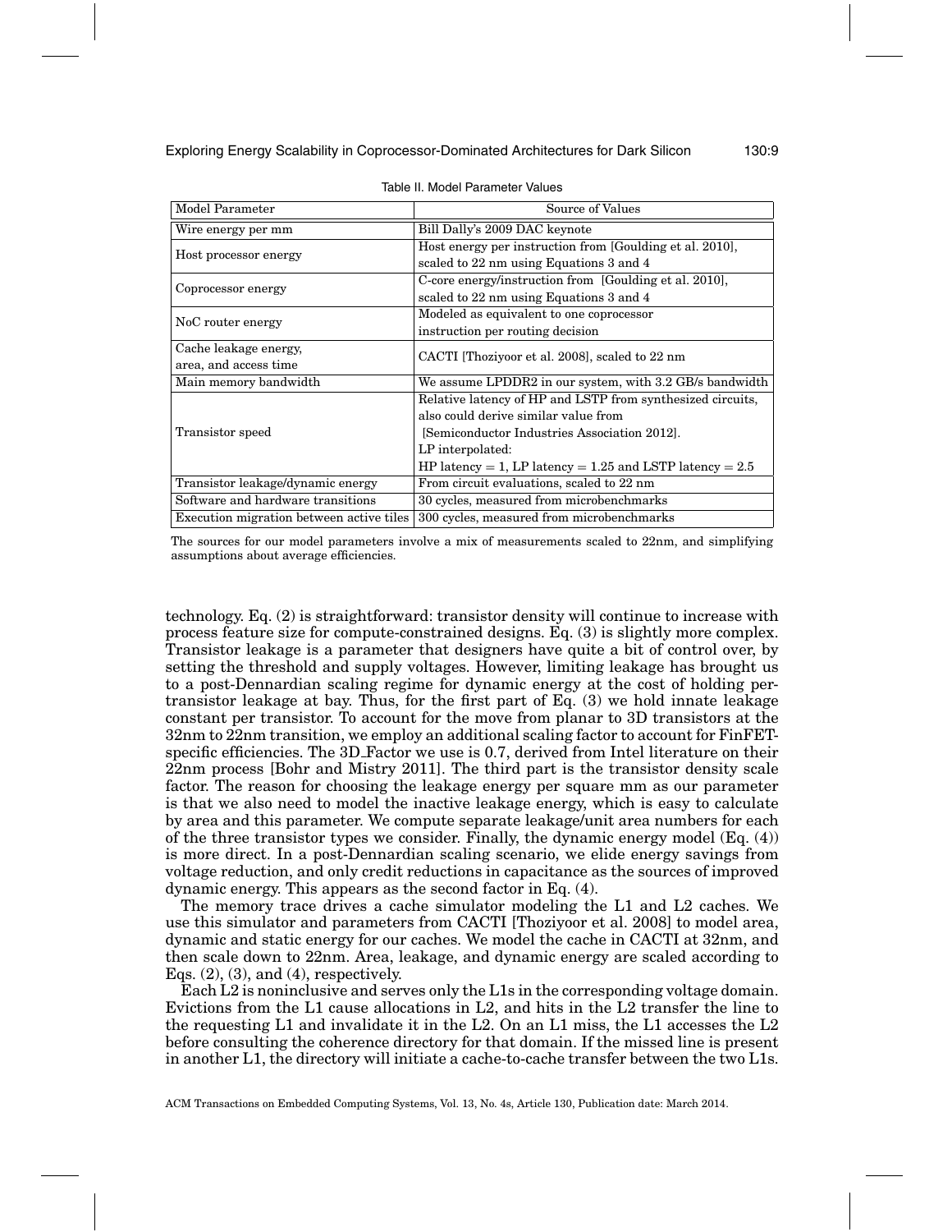Table II. Model Parameter Values

| Model Parameter | Source of Values |
| --- | --- |
| Wire energy per mm | Bill Dally's 2009 DAC keynote |
| Host processor energy | Host energy per instruction from [Goulding et al. 2010], scaled to 22 nm using Equations 3 and 4 |
| Coprocessor energy | C-core energy/instruction from [Goulding et al. 2010], scaled to 22 nm using Equations 3 and 4 |
| NoC router energy | Modeled as equivalent to one coprocessor instruction per routing decision |
| Cache leakage energy, area, and access time | CACTI [Thoziyoor et al. 2008], scaled to 22 nm |
| Main memory bandwidth | We assume LPDDR2 in our system, with 3.2 GB/s bandwidth |
| Transistor speed | Relative latency of HP and LSTP from synthesized circuits, also could derive similar value from [Semiconductor Industries Association 2012]. LP interpolated: HP latency = 1, LP latency = 1.25 and LSTP latency = 2.5 |
| Transistor leakage/dynamic energy | From circuit evaluations, scaled to 22 nm |
| Software and hardware transitions | 30 cycles, measured from microbenchmarks |
| Execution migration between active tiles | 300 cycles, measured from microbenchmarks |

The sources for our model parameters involve a mix of measurements scaled to 22nm, and simplifying assumptions about average efficiencies.

technology. Eq. (2) is straightforward: transistor density will continue to increase with process feature size for compute-constrained designs. Eq. (3) is slightly more complex. Transistor leakage is a parameter that designers have quite a bit of control over, by setting the threshold and supply voltages. However, limiting leakage has brought us to a post-Dennardian scaling regime for dynamic energy at the cost of holding per-transistor leakage at bay. Thus, for the first part of Eq. (3) we hold innate leakage constant per transistor. To account for the move from planar to 3D transistors at the 32nm to 22nm transition, we employ an additional scaling factor to account for FinFET-specific efficiencies. The 3D_Factor we use is 0.7, derived from Intel literature on their 22nm process [Bohr and Mistry 2011]. The third part is the transistor density scale factor. The reason for choosing the leakage energy per square mm as our parameter is that we also need to model the inactive leakage energy, which is easy to calculate by area and this parameter. We compute separate leakage/unit area numbers for each of the three transistor types we consider. Finally, the dynamic energy model (Eq. (4)) is more direct. In a post-Dennardian scaling scenario, we elide energy savings from voltage reduction, and only credit reductions in capacitance as the sources of improved dynamic energy. This appears as the second factor in Eq. (4).

The memory trace drives a cache simulator modeling the L1 and L2 caches. We use this simulator and parameters from CACTI [Thoziyoor et al. 2008] to model area, dynamic and static energy for our caches. We model the cache in CACTI at 32nm, and then scale down to 22nm. Area, leakage, and dynamic energy are scaled according to Eqs. (2), (3), and (4), respectively.

Each L2 is noninclusive and serves only the L1s in the corresponding voltage domain. Evictions from the L1 cause allocations in L2, and hits in the L2 transfer the line to the requesting L1 and invalidate it in the L2. On an L1 miss, the L1 accesses the L2 before consulting the coherence directory for that domain. If the missed line is present in another L1, the directory will initiate a cache-to-cache transfer between the two L1s.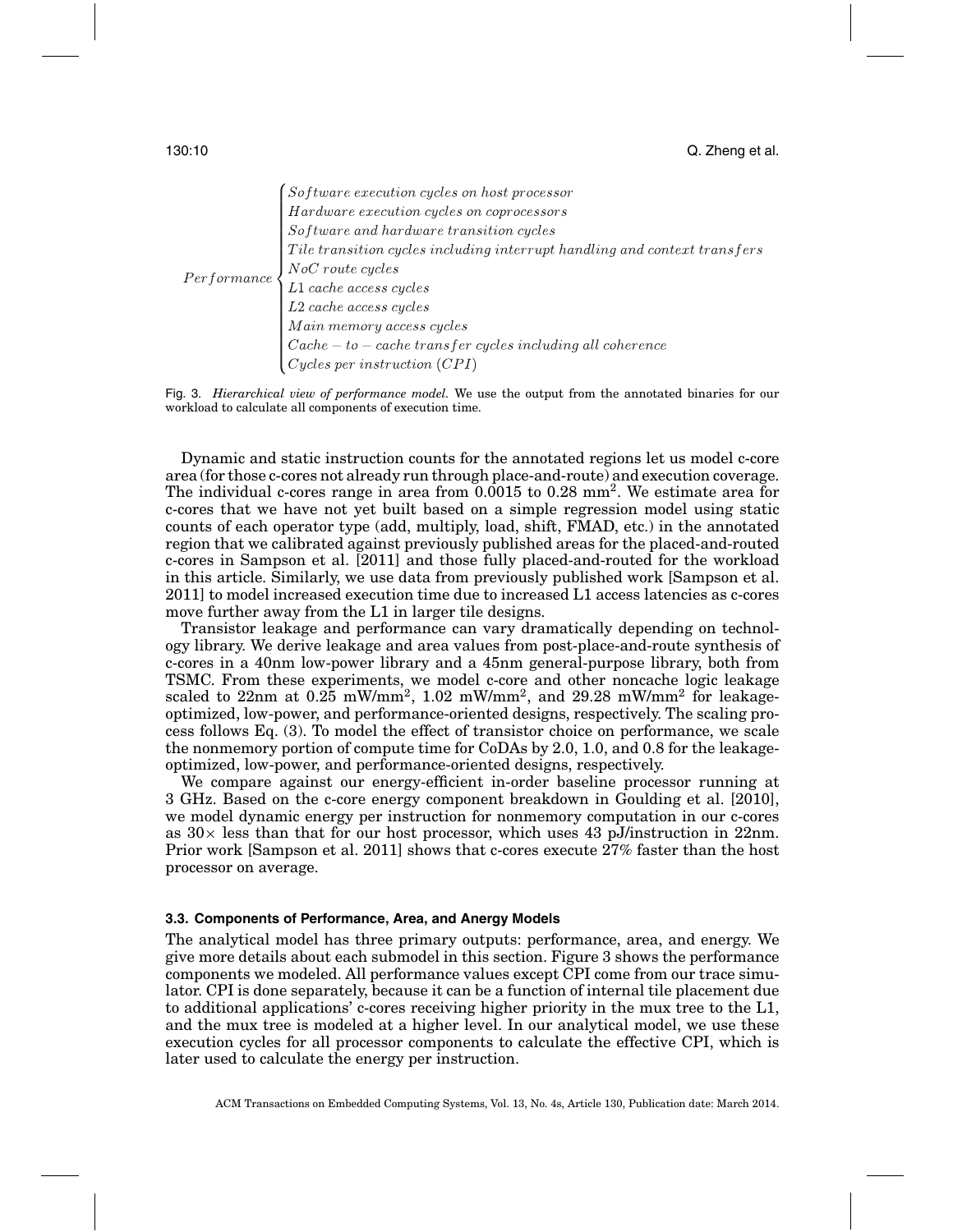$$
Performance \begin{cases} Software\ execution\ cycles\ on\ host\ processor \\ Hardware\ execution\ cycles\ on\ coprocessors \\ Software\ and\ hardware\ transition\ cycles \\ Tile\ transition\ cycles\ including\ interrupt\ handling\ and\ context\ transfers \\ NoC\ route\ cycles \\ L1\ cache\ access\ cycles \\ L2\ cache\ access\ cycles \\ Main\ memory\ access\ cycles \\ Cache-to-cache\ transfer\ cycles\ including\ all\ coherence \\ Cycles\ per\ instruction\ (CPI) \end{cases}
$$

Fig. 3. *Hierarchical view of performance model.* We use the output from the annotated binaries for our workload to calculate all components of execution time.

Dynamic and static instruction counts for the annotated regions let us model c-core area (for those c-cores not already run through place-and-route) and execution coverage. The individual c-cores range in area from 0.0015 to 0.28 $mm^2$. We estimate area for c-cores that we have not yet built based on a simple regression model using static counts of each operator type (add, multiply, load, shift, FMAD, etc.) in the annotated region that we calibrated against previously published areas for the placed-and-routed c-cores in Sampson et al. [2011] and those fully placed-and-routed for the workload in this article. Similarly, we use data from previously published work [Sampson et al. 2011] to model increased execution time due to increased L1 access latencies as c-cores move further away from the L1 in larger tile designs.

Transistor leakage and performance can vary dramatically depending on technology library. We derive leakage and area values from post-place-and-route synthesis of c-cores in a 40nm low-power library and a 45nm general-purpose library, both from TSMC. From these experiments, we model c-core and other noncache logic leakage scaled to 22nm at 0.25 $mW/mm^2$, 1.02 $mW/mm^2$, and 29.28 $mW/mm^2$ for leakage-optimized, low-power, and performance-oriented designs, respectively. The scaling process follows Eq. (3). To model the effect of transistor choice on performance, we scale the nonmemory portion of compute time for CoDAs by 2.0, 1.0, and 0.8 for the leakage-optimized, low-power, and performance-oriented designs, respectively.

We compare against our energy-efficient in-order baseline processor running at 3 GHz. Based on the c-core energy component breakdown in Goulding et al. [2010], we model dynamic energy per instruction for nonmemory computation in our c-cores as $30\times$ less than that for our host processor, which uses 43 pJ/instruction in 22nm. Prior work [Sampson et al. 2011] shows that c-cores execute 27% faster than the host processor on average.

### 3.3. Components of Performance, Area, and Anergy Models

The analytical model has three primary outputs: performance, area, and energy. We give more details about each submodel in this section. Figure 3 shows the performance components we modeled. All performance values except CPI come from our trace simulator. CPI is done separately, because it can be a function of internal tile placement due to additional applications' c-cores receiving higher priority in the mux tree to the L1, and the mux tree is modeled at a higher level. In our analytical model, we use these execution cycles for all processor components to calculate the effective CPI, which is later used to calculate the energy per instruction.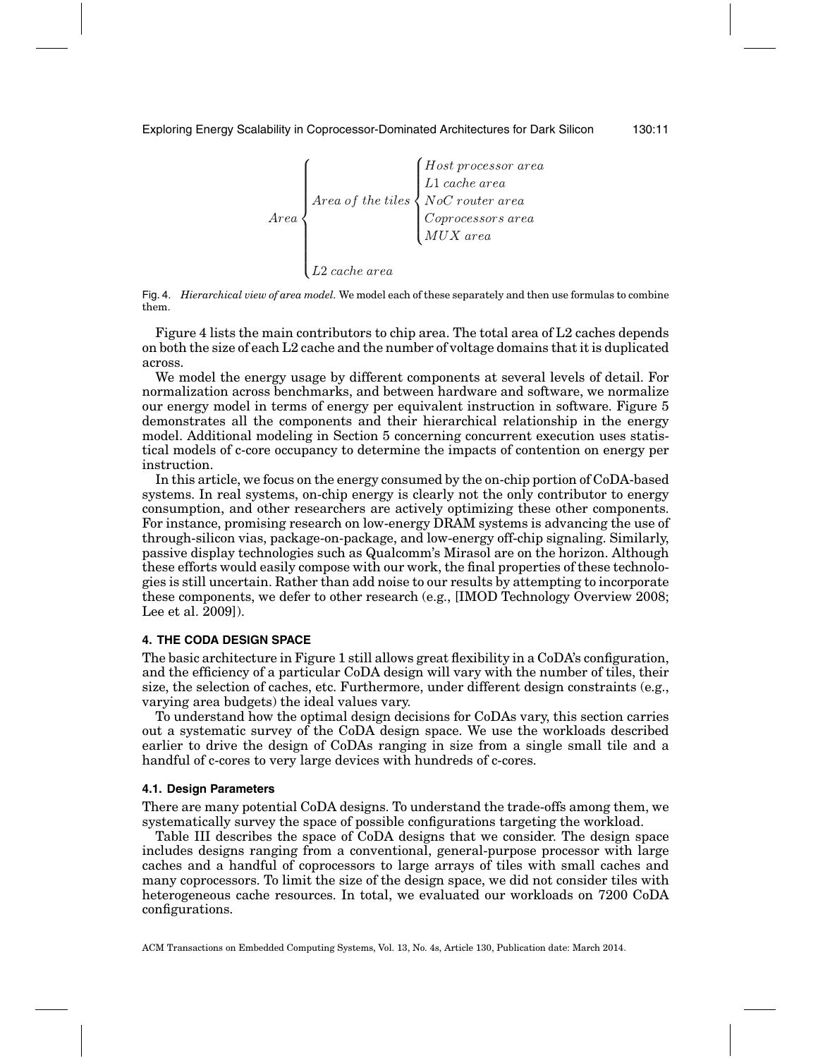$$
Area \begin{cases} Area\ of\ the\ tiles \begin{cases} Host\ processor\ area \\ L1\ cache\ area \\ NoC\ router\ area \\ Coprocessors\ area \\ MUX\ area \end{cases} \\ \\ L2\ cache\ area \end{cases}
$$

Fig. 4. *Hierarchical view of area model.* We model each of these separately and then use formulas to combine them.

Figure 4 lists the main contributors to chip area. The total area of L2 caches depends on both the size of each L2 cache and the number of voltage domains that it is duplicated across.

We model the energy usage by different components at several levels of detail. For normalization across benchmarks, and between hardware and software, we normalize our energy model in terms of energy per equivalent instruction in software. Figure 5 demonstrates all the components and their hierarchical relationship in the energy model. Additional modeling in Section 5 concerning concurrent execution uses statistical models of c-core occupancy to determine the impacts of contention on energy per instruction.

In this article, we focus on the energy consumed by the on-chip portion of CoDA-based systems. In real systems, on-chip energy is clearly not the only contributor to energy consumption, and other researchers are actively optimizing these other components. For instance, promising research on low-energy DRAM systems is advancing the use of through-silicon vias, package-on-package, and low-energy off-chip signaling. Similarly, passive display technologies such as Qualcomm's Mirasol are on the horizon. Although these efforts would easily compose with our work, the final properties of these technologies is still uncertain. Rather than add noise to our results by attempting to incorporate these components, we defer to other research (e.g., [IMOD Technology Overview 2008; Lee et al. 2009]).

## 4. THE CODA DESIGN SPACE

The basic architecture in Figure 1 still allows great flexibility in a CoDA's configuration, and the efficiency of a particular CoDA design will vary with the number of tiles, their size, the selection of caches, etc. Furthermore, under different design constraints (e.g., varying area budgets) the ideal values vary.

To understand how the optimal design decisions for CoDAs vary, this section carries out a systematic survey of the CoDA design space. We use the workloads described earlier to drive the design of CoDAs ranging in size from a single small tile and a handful of c-cores to very large devices with hundreds of c-cores.

### 4.1. Design Parameters

There are many potential CoDA designs. To understand the trade-offs among them, we systematically survey the space of possible configurations targeting the workload.

Table III describes the space of CoDA designs that we consider. The design space includes designs ranging from a conventional, general-purpose processor with large caches and a handful of coprocessors to large arrays of tiles with small caches and many coprocessors. To limit the size of the design space, we did not consider tiles with heterogeneous cache resources. In total, we evaluated our workloads on 7200 CoDA configurations.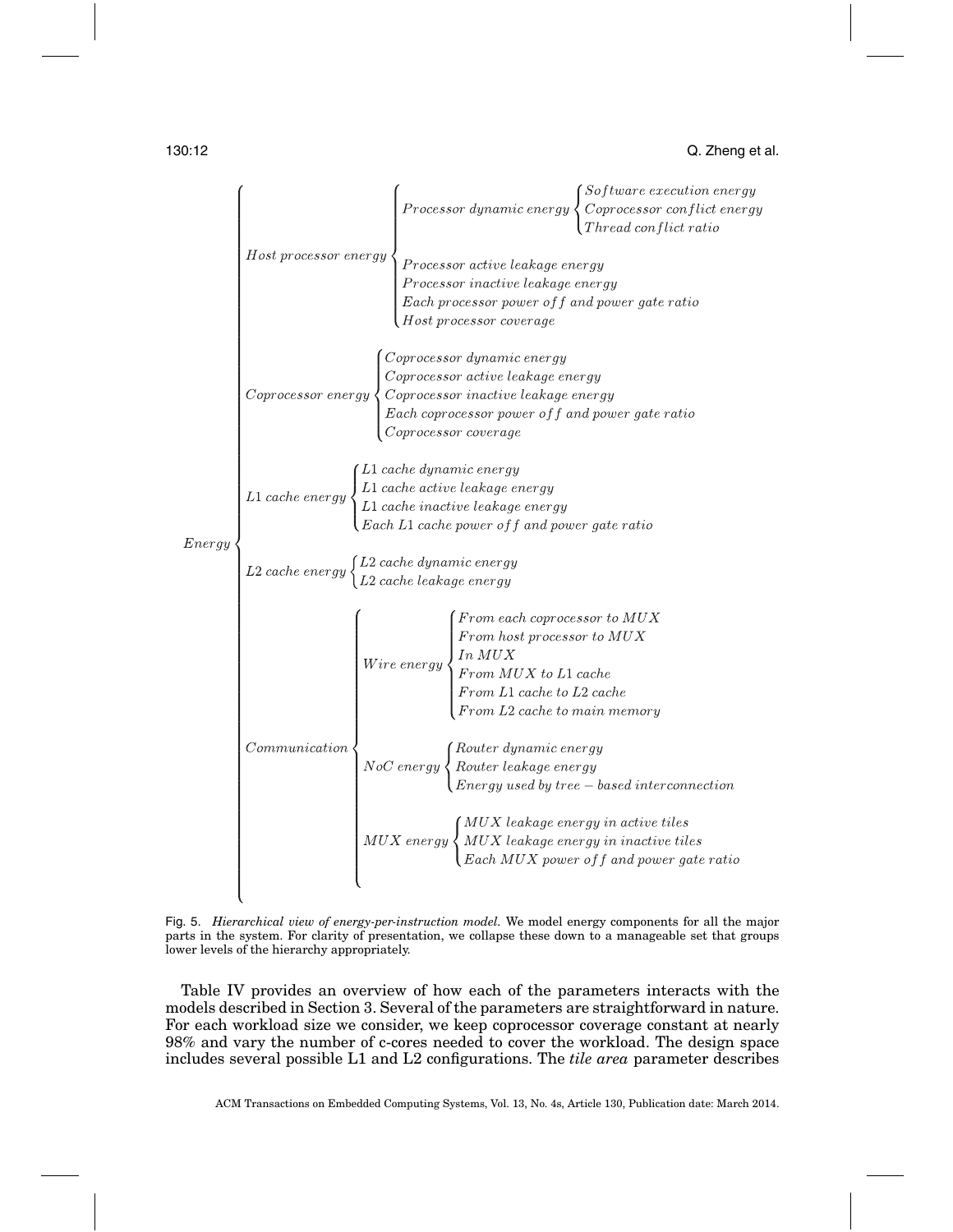- Energy
  - Host processor energy
    - Processor dynamic energy
      - Software execution energy
      - Coprocessor conflict energy
      - Thread conflict ratio
    - Processor active leakage energy
    - Processor inactive leakage energy
    - Each processor power off and power gate ratio
    - Host processor coverage
  - Coprocessor energy
    - Coprocessor dynamic energy
    - Coprocessor active leakage energy
    - Coprocessor inactive leakage energy
    - Each coprocessor power off and power gate ratio
    - Coprocessor coverage
  - L1 cache energy
    - L1 cache dynamic energy
    - L1 cache active leakage energy
    - L1 cache inactive leakage energy
    - Each L1 cache power off and power gate ratio
  - L2 cache energy
    - L2 cache dynamic energy
    - L2 cache leakage energy
  - Communication
    - Wire energy
      - From each coprocessor to MUX
      - From host processor to MUX
      - In MUX
      - From MUX to L1 cache
      - From L1 cache to L2 cache
      - From L2 cache to main memory
    - NoC energy
      - Router dynamic energy
      - Router leakage energy
      - Energy used by tree − based interconnection
    - MUX energy
      - MUX leakage energy in active tiles
      - MUX leakage energy in inactive tiles
      - Each MUX power off and power gate ratio

Fig. 5. *Hierarchical view of energy-per-instruction model.* We model energy components for all the major parts in the system. For clarity of presentation, we collapse these down to a manageable set that groups lower levels of the hierarchy appropriately.

Table IV provides an overview of how each of the parameters interacts with the models described in Section 3. Several of the parameters are straightforward in nature. For each workload size we consider, we keep coprocessor coverage constant at nearly 98% and vary the number of c-cores needed to cover the workload. The design space includes several possible L1 and L2 configurations. The *tile area* parameter describes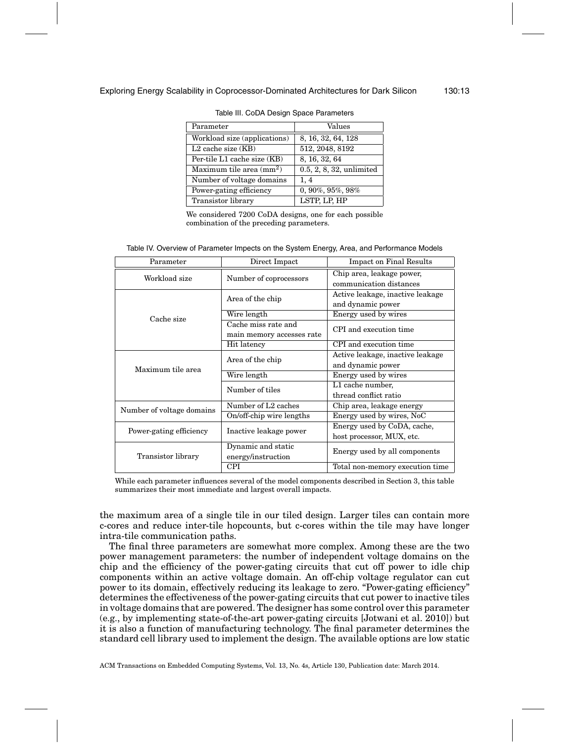Table III. CoDA Design Space Parameters

| Parameter | Values |
|---|---|
| Workload size (applications) | 8, 16, 32, 64, 128 |
| L2 cache size (KB) | 512, 2048, 8192 |
| Per-tile L1 cache size (KB) | 8, 16, 32, 64 |
| Maximum tile area ($mm^2$) | 0.5, 2, 8, 32, unlimited |
| Number of voltage domains | 1, 4 |
| Power-gating efficiency | 0, 90%, 95%, 98% |
| Transistor library | LSTP, LP, HP |

We considered 7200 CoDA designs, one for each possible combination of the preceding parameters.

Table IV. Overview of Parameter Impacts on the System Energy, Area, and Performance Models

| Parameter | Direct Impact | Impact on Final Results |
|---|---|---|
| Workload size | Number of coprocessors | Chip area, leakage power, communication distances |
| Cache size | Area of the chip | Active leakage, inactive leakage and dynamic power |
| | Wire length | Energy used by wires |
| | Cache miss rate and main memory accesses rate | CPI and execution time |
| | Hit latency | CPI and execution time |
| Maximum tile area | Area of the chip | Active leakage, inactive leakage and dynamic power |
| | Wire length | Energy used by wires |
| | Number of tiles | L1 cache number, thread conflict ratio |
| Number of voltage domains | Number of L2 caches | Chip area, leakage energy |
| | On/off-chip wire lengths | Energy used by wires, NoC |
| Power-gating efficiency | Inactive leakage power | Energy used by CoDA, cache, host processor, MUX, etc. |
| Transistor library | Dynamic and static energy/instruction | Energy used by all components |
| | CPI | Total non-memory execution time |

While each parameter influences several of the model components described in Section 3, this table summarizes their most immediate and largest overall impacts.

the maximum area of a single tile in our tiled design. Larger tiles can contain more c-cores and reduce inter-tile hopcounts, but c-cores within the tile may have longer intra-tile communication paths.

The final three parameters are somewhat more complex. Among these are the two power management parameters: the number of independent voltage domains on the chip and the efficiency of the power-gating circuits that cut off power to idle chip components within an active voltage domain. An off-chip voltage regulator can cut power to its domain, effectively reducing its leakage to zero. "Power-gating efficiency" determines the effectiveness of the power-gating circuits that cut power to inactive tiles in voltage domains that are powered. The designer has some control over this parameter (e.g., by implementing state-of-the-art power-gating circuits [Jotwani et al. 2010]) but it is also a function of manufacturing technology. The final parameter determines the standard cell library used to implement the design. The available options are low static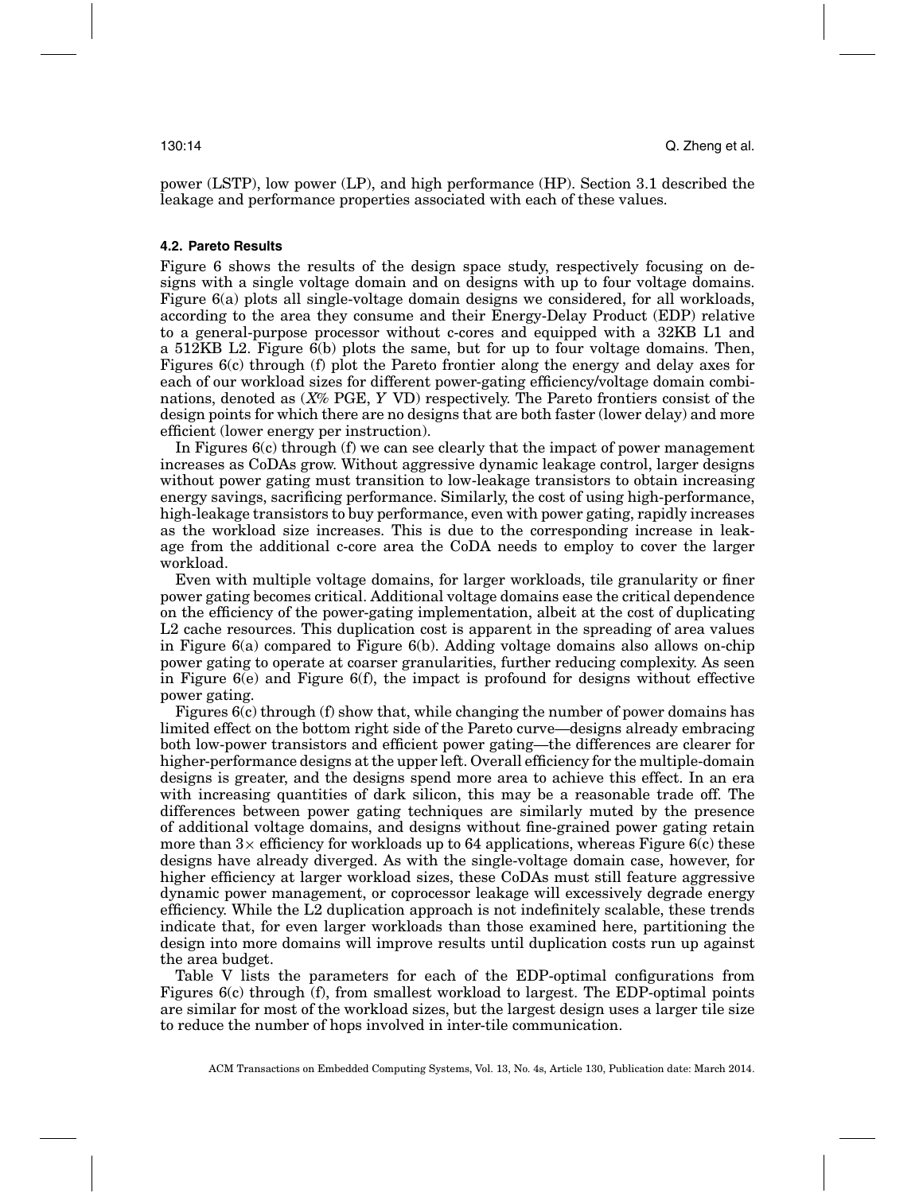power (LSTP), low power (LP), and high performance (HP). Section 3.1 described the leakage and performance properties associated with each of these values.

### 4.2. Pareto Results

Figure 6 shows the results of the design space study, respectively focusing on designs with a single voltage domain and on designs with up to four voltage domains. Figure 6(a) plots all single-voltage domain designs we considered, for all workloads, according to the area they consume and their Energy-Delay Product (EDP) relative to a general-purpose processor without c-cores and equipped with a 32KB L1 and a 512KB L2. Figure 6(b) plots the same, but for up to four voltage domains. Then, Figures 6(c) through (f) plot the Pareto frontier along the energy and delay axes for each of our workload sizes for different power-gating efficiency/voltage domain combinations, denoted as (*X*% PGE, *Y* VD) respectively. The Pareto frontiers consist of the design points for which there are no designs that are both faster (lower delay) and more efficient (lower energy per instruction).

In Figures 6(c) through (f) we can see clearly that the impact of power management increases as CoDAs grow. Without aggressive dynamic leakage control, larger designs without power gating must transition to low-leakage transistors to obtain increasing energy savings, sacrificing performance. Similarly, the cost of using high-performance, high-leakage transistors to buy performance, even with power gating, rapidly increases as the workload size increases. This is due to the corresponding increase in leakage from the additional c-core area the CoDA needs to employ to cover the larger workload.

Even with multiple voltage domains, for larger workloads, tile granularity or finer power gating becomes critical. Additional voltage domains ease the critical dependence on the efficiency of the power-gating implementation, albeit at the cost of duplicating L2 cache resources. This duplication cost is apparent in the spreading of area values in Figure 6(a) compared to Figure 6(b). Adding voltage domains also allows on-chip power gating to operate at coarser granularities, further reducing complexity. As seen in Figure 6(e) and Figure 6(f), the impact is profound for designs without effective power gating.

Figures 6(c) through (f) show that, while changing the number of power domains has limited effect on the bottom right side of the Pareto curve—designs already embracing both low-power transistors and efficient power gating—the differences are clearer for higher-performance designs at the upper left. Overall efficiency for the multiple-domain designs is greater, and the designs spend more area to achieve this effect. In an era with increasing quantities of dark silicon, this may be a reasonable trade off. The differences between power gating techniques are similarly muted by the presence of additional voltage domains, and designs without fine-grained power gating retain more than 3× efficiency for workloads up to 64 applications, whereas Figure 6(c) these designs have already diverged. As with the single-voltage domain case, however, for higher efficiency at larger workload sizes, these CoDAs must still feature aggressive dynamic power management, or coprocessor leakage will excessively degrade energy efficiency. While the L2 duplication approach is not indefinitely scalable, these trends indicate that, for even larger workloads than those examined here, partitioning the design into more domains will improve results until duplication costs run up against the area budget.

Table V lists the parameters for each of the EDP-optimal configurations from Figures 6(c) through (f), from smallest workload to largest. The EDP-optimal points are similar for most of the workload sizes, but the largest design uses a larger tile size to reduce the number of hops involved in inter-tile communication.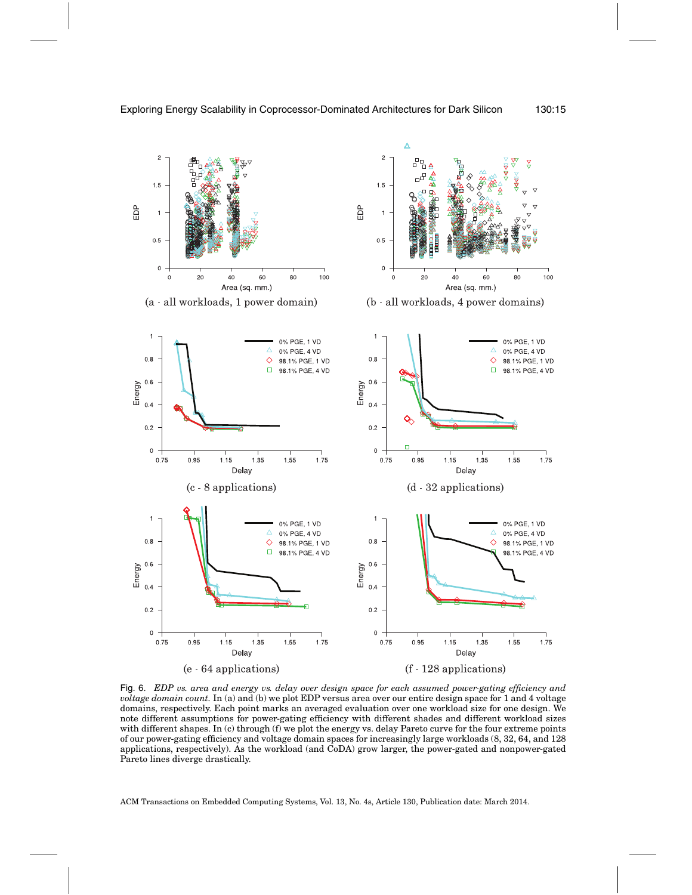(a - all workloads, 1 power domain)

(b - all workloads, 4 power domains)

(c - 8 applications)

(d - 32 applications)

(e - 64 applications)

(f - 128 applications)

Fig. 6. *EDP vs. area and energy vs. delay over design space for each assumed power-gating efficiency and voltage domain count.* In (a) and (b) we plot EDP versus area over our entire design space for 1 and 4 voltage domains, respectively. Each point marks an averaged evaluation over one workload size for one design. We note different assumptions for power-gating efficiency with different shades and different workload sizes with different shapes. In (c) through (f) we plot the energy vs. delay Pareto curve for the four extreme points of our power-gating efficiency and voltage domain spaces for increasingly large workloads (8, 32, 64, and 128 applications, respectively). As the workload (and CoDA) grow larger, the power-gated and nonpower-gated Pareto lines diverge drastically.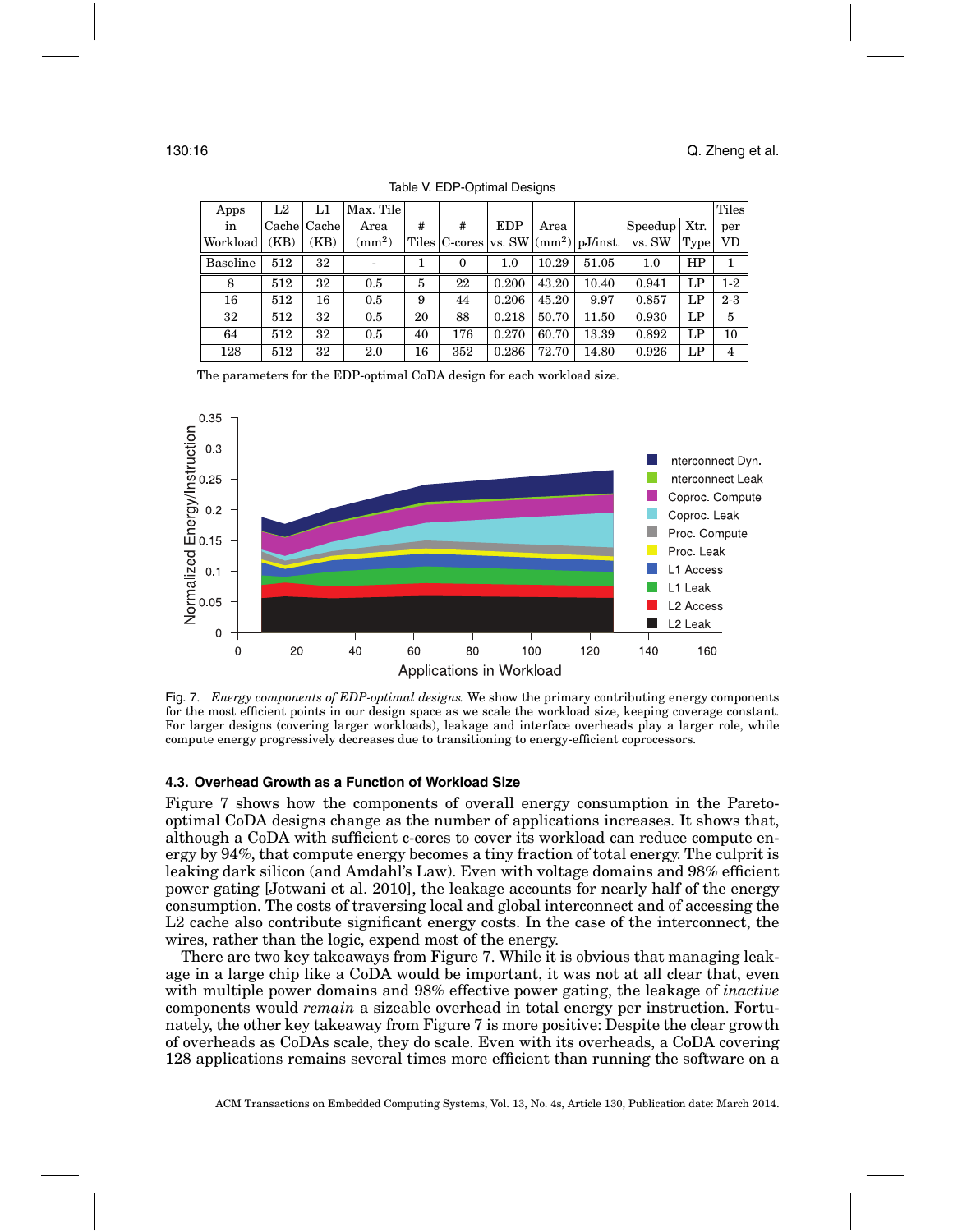Table V. EDP-Optimal Designs

| Apps in Workload | L2 Cache (KB) | L1 Cache (KB) | Max. Tile Area (mm$^2$) | # Tiles | # C-cores | EDP vs. SW | Area (mm$^2$) | pJ/inst. | Speedup vs. SW | Xtr. Type | Tiles per VD |
|---|---|---|---|---|---|---|---|---|---|---|---|
| Baseline | 512 | 32 | - | 1 | 0 | 1.0 | 10.29 | 51.05 | 1.0 | HP | 1 |
| 8 | 512 | 32 | 0.5 | 5 | 22 | 0.200 | 43.20 | 10.40 | 0.941 | LP | 1-2 |
| 16 | 512 | 16 | 0.5 | 9 | 44 | 0.206 | 45.20 | 9.97 | 0.857 | LP | 2-3 |
| 32 | 512 | 32 | 0.5 | 20 | 88 | 0.218 | 50.70 | 11.50 | 0.930 | LP | 5 |
| 64 | 512 | 32 | 0.5 | 40 | 176 | 0.270 | 60.70 | 13.39 | 0.892 | LP | 10 |
| 128 | 512 | 32 | 2.0 | 16 | 352 | 0.286 | 72.70 | 14.80 | 0.926 | LP | 4 |

The parameters for the EDP-optimal CoDA design for each workload size.

Fig. 7. *Energy components of EDP-optimal designs.* We show the primary contributing energy components for the most efficient points in our design space as we scale the workload size, keeping coverage constant. For larger designs (covering larger workloads), leakage and interface overheads play a larger role, while compute energy progressively decreases due to transitioning to energy-efficient coprocessors.

### 4.3. Overhead Growth as a Function of Workload Size

Figure 7 shows how the components of overall energy consumption in the Pareto-optimal CoDA designs change as the number of applications increases. It shows that, although a CoDA with sufficient c-cores to cover its workload can reduce compute energy by 94%, that compute energy becomes a tiny fraction of total energy. The culprit is leaking dark silicon (and Amdahl's Law). Even with voltage domains and 98% efficient power gating [Jotwani et al. 2010], the leakage accounts for nearly half of the energy consumption. The costs of traversing local and global interconnect and of accessing the L2 cache also contribute significant energy costs. In the case of the interconnect, the wires, rather than the logic, expend most of the energy.

There are two key takeaways from Figure 7. While it is obvious that managing leakage in a large chip like a CoDA would be important, it was not at all clear that, even with multiple power domains and 98% effective power gating, the leakage of *inactive* components would *remain* a sizeable overhead in total energy per instruction. Fortunately, the other key takeaway from Figure 7 is more positive: Despite the clear growth of overheads as CoDAs scale, they do scale. Even with its overheads, a CoDA covering 128 applications remains several times more efficient than running the software on a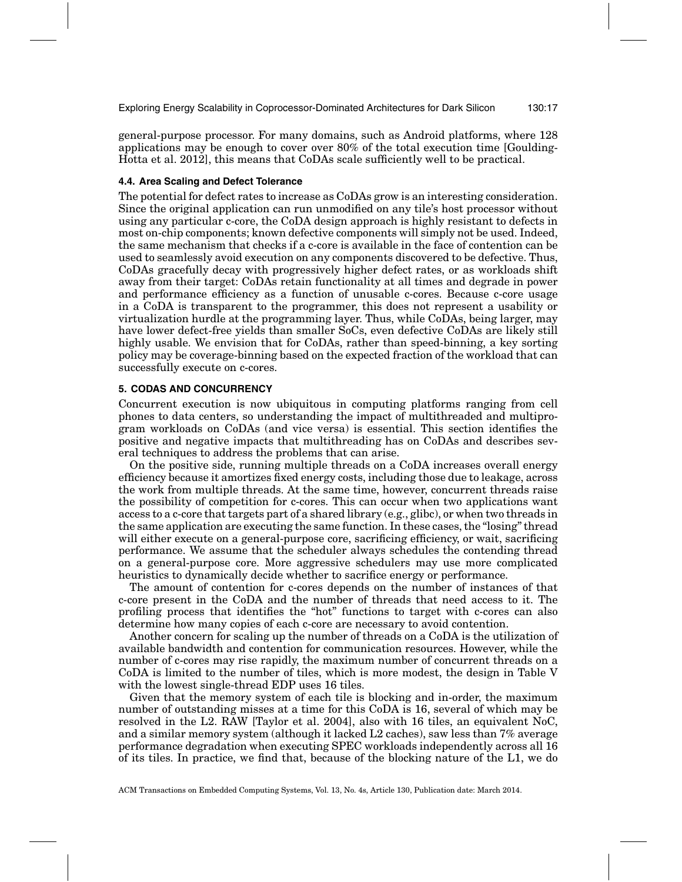general-purpose processor. For many domains, such as Android platforms, where 128 applications may be enough to cover over 80% of the total execution time [Goulding-Hotta et al. 2012], this means that CoDAs scale sufficiently well to be practical.

### 4.4. Area Scaling and Defect Tolerance

The potential for defect rates to increase as CoDAs grow is an interesting consideration. Since the original application can run unmodified on any tile's host processor without using any particular c-core, the CoDA design approach is highly resistant to defects in most on-chip components; known defective components will simply not be used. Indeed, the same mechanism that checks if a c-core is available in the face of contention can be used to seamlessly avoid execution on any components discovered to be defective. Thus, CoDAs gracefully decay with progressively higher defect rates, or as workloads shift away from their target: CoDAs retain functionality at all times and degrade in power and performance efficiency as a function of unusable c-cores. Because c-core usage in a CoDA is transparent to the programmer, this does not represent a usability or virtualization hurdle at the programming layer. Thus, while CoDAs, being larger, may have lower defect-free yields than smaller SoCs, even defective CoDAs are likely still highly usable. We envision that for CoDAs, rather than speed-binning, a key sorting policy may be coverage-binning based on the expected fraction of the workload that can successfully execute on c-cores.

## 5. CODAS AND CONCURRENCY

Concurrent execution is now ubiquitous in computing platforms ranging from cell phones to data centers, so understanding the impact of multithreaded and multiprogram workloads on CoDAs (and vice versa) is essential. This section identifies the positive and negative impacts that multithreading has on CoDAs and describes several techniques to address the problems that can arise.

On the positive side, running multiple threads on a CoDA increases overall energy efficiency because it amortizes fixed energy costs, including those due to leakage, across the work from multiple threads. At the same time, however, concurrent threads raise the possibility of competition for c-cores. This can occur when two applications want access to a c-core that targets part of a shared library (e.g., glibc), or when two threads in the same application are executing the same function. In these cases, the "losing" thread will either execute on a general-purpose core, sacrificing efficiency, or wait, sacrificing performance. We assume that the scheduler always schedules the contending thread on a general-purpose core. More aggressive schedulers may use more complicated heuristics to dynamically decide whether to sacrifice energy or performance.

The amount of contention for c-cores depends on the number of instances of that c-core present in the CoDA and the number of threads that need access to it. The profiling process that identifies the "hot" functions to target with c-cores can also determine how many copies of each c-core are necessary to avoid contention.

Another concern for scaling up the number of threads on a CoDA is the utilization of available bandwidth and contention for communication resources. However, while the number of c-cores may rise rapidly, the maximum number of concurrent threads on a CoDA is limited to the number of tiles, which is more modest, the design in Table V with the lowest single-thread EDP uses 16 tiles.

Given that the memory system of each tile is blocking and in-order, the maximum number of outstanding misses at a time for this CoDA is 16, several of which may be resolved in the L2. RAW [Taylor et al. 2004], also with 16 tiles, an equivalent NoC, and a similar memory system (although it lacked L2 caches), saw less than 7% average performance degradation when executing SPEC workloads independently across all 16 of its tiles. In practice, we find that, because of the blocking nature of the L1, we do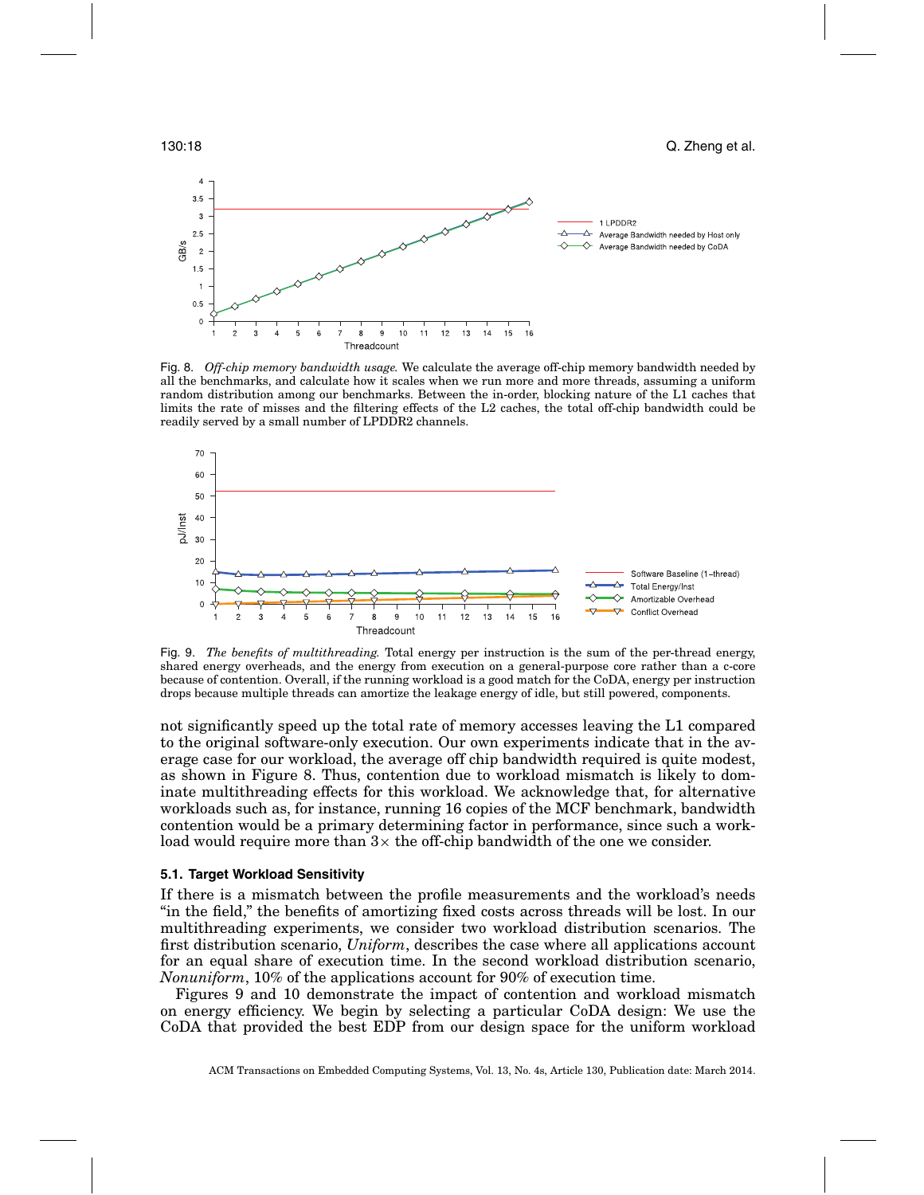Fig. 8. *Off-chip memory bandwidth usage.* We calculate the average off-chip memory bandwidth needed by all the benchmarks, and calculate how it scales when we run more and more threads, assuming a uniform random distribution among our benchmarks. Between the in-order, blocking nature of the L1 caches that limits the rate of misses and the filtering effects of the L2 caches, the total off-chip bandwidth could be readily served by a small number of LPDDR2 channels.

Fig. 9. *The benefits of multithreading.* Total energy per instruction is the sum of the per-thread energy, shared energy overheads, and the energy from execution on a general-purpose core rather than a c-core because of contention. Overall, if the running workload is a good match for the CoDA, energy per instruction drops because multiple threads can amortize the leakage energy of idle, but still powered, components.

not significantly speed up the total rate of memory accesses leaving the L1 compared to the original software-only execution. Our own experiments indicate that in the average case for our workload, the average off chip bandwidth required is quite modest, as shown in Figure 8. Thus, contention due to workload mismatch is likely to dominate multithreading effects for this workload. We acknowledge that, for alternative workloads such as, for instance, running 16 copies of the MCF benchmark, bandwidth contention would be a primary determining factor in performance, since such a workload would require more than 3× the off-chip bandwidth of the one we consider.

### 5.1. Target Workload Sensitivity

If there is a mismatch between the profile measurements and the workload's needs "in the field," the benefits of amortizing fixed costs across threads will be lost. In our multithreading experiments, we consider two workload distribution scenarios. The first distribution scenario, *Uniform*, describes the case where all applications account for an equal share of execution time. In the second workload distribution scenario, *Nonuniform*, 10% of the applications account for 90% of execution time.

Figures 9 and 10 demonstrate the impact of contention and workload mismatch on energy efficiency. We begin by selecting a particular CoDA design: We use the CoDA that provided the best EDP from our design space for the uniform workload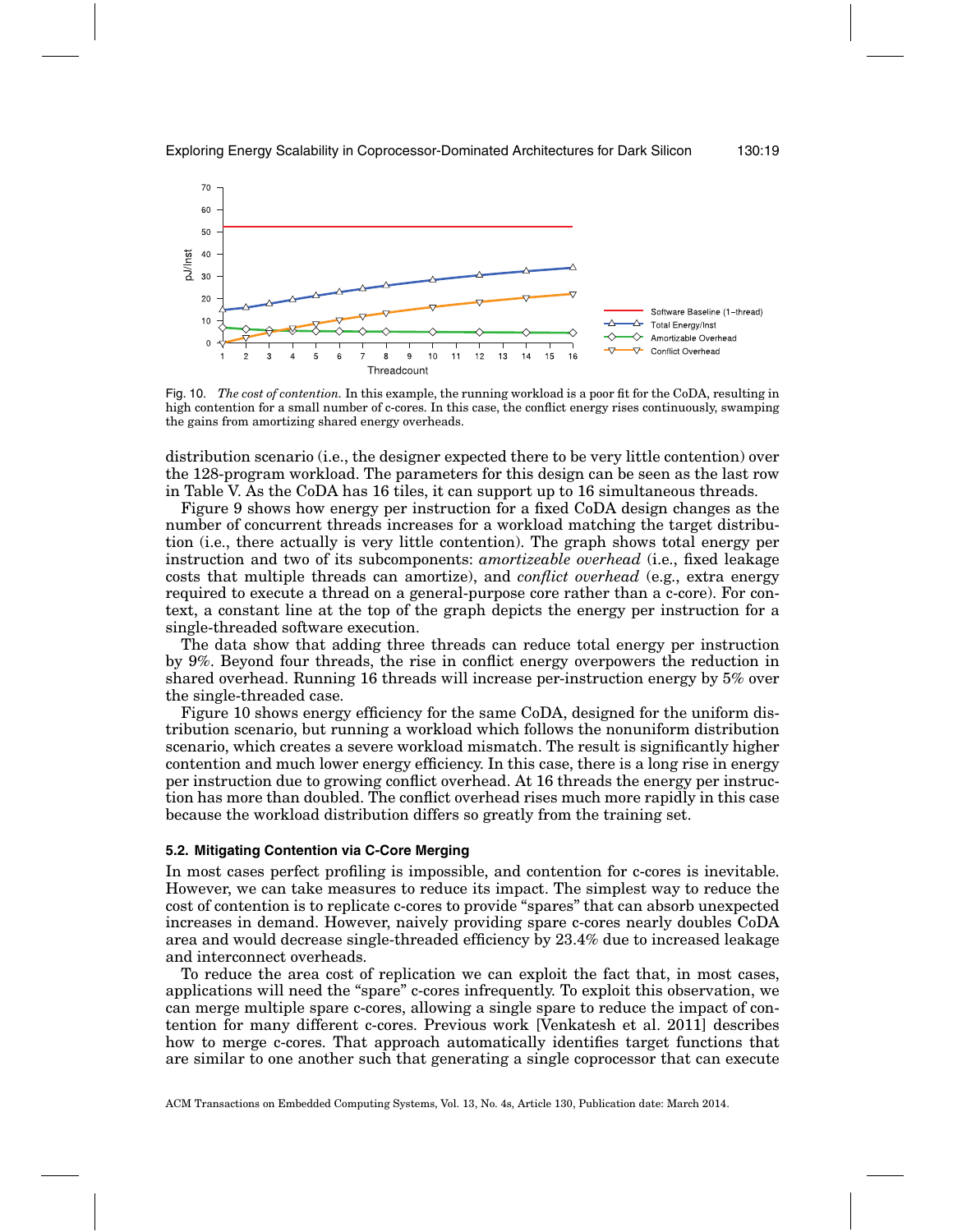Fig. 10. *The cost of contention.* In this example, the running workload is a poor fit for the CoDA, resulting in high contention for a small number of c-cores. In this case, the conflict energy rises continuously, swamping the gains from amortizing shared energy overheads.

distribution scenario (i.e., the designer expected there to be very little contention) over the 128-program workload. The parameters for this design can be seen as the last row in Table V. As the CoDA has 16 tiles, it can support up to 16 simultaneous threads.

Figure 9 shows how energy per instruction for a fixed CoDA design changes as the number of concurrent threads increases for a workload matching the target distribution (i.e., there actually is very little contention). The graph shows total energy per instruction and two of its subcomponents: *amortizeable overhead* (i.e., fixed leakage costs that multiple threads can amortize), and *conflict overhead* (e.g., extra energy required to execute a thread on a general-purpose core rather than a c-core). For context, a constant line at the top of the graph depicts the energy per instruction for a single-threaded software execution.

The data show that adding three threads can reduce total energy per instruction by 9%. Beyond four threads, the rise in conflict energy overpowers the reduction in shared overhead. Running 16 threads will increase per-instruction energy by 5% over the single-threaded case.

Figure 10 shows energy efficiency for the same CoDA, designed for the uniform distribution scenario, but running a workload which follows the nonuniform distribution scenario, which creates a severe workload mismatch. The result is significantly higher contention and much lower energy efficiency. In this case, there is a long rise in energy per instruction due to growing conflict overhead. At 16 threads the energy per instruction has more than doubled. The conflict overhead rises much more rapidly in this case because the workload distribution differs so greatly from the training set.

### 5.2. Mitigating Contention via C-Core Merging

In most cases perfect profiling is impossible, and contention for c-cores is inevitable. However, we can take measures to reduce its impact. The simplest way to reduce the cost of contention is to replicate c-cores to provide "spares" that can absorb unexpected increases in demand. However, naively providing spare c-cores nearly doubles CoDA area and would decrease single-threaded efficiency by 23.4% due to increased leakage and interconnect overheads.

To reduce the area cost of replication we can exploit the fact that, in most cases, applications will need the "spare" c-cores infrequently. To exploit this observation, we can merge multiple spare c-cores, allowing a single spare to reduce the impact of contention for many different c-cores. Previous work [Venkatesh et al. 2011] describes how to merge c-cores. That approach automatically identifies target functions that are similar to one another such that generating a single coprocessor that can execute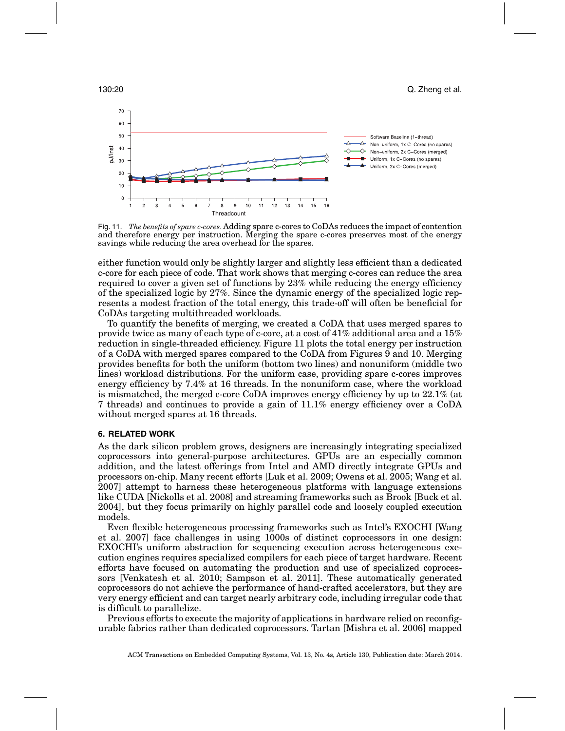Fig. 11. *The benefits of spare c-cores.* Adding spare c-cores to CoDAs reduces the impact of contention and therefore energy per instruction. Merging the spare c-cores preserves most of the energy savings while reducing the area overhead for the spares.

either function would only be slightly larger and slightly less efficient than a dedicated c-core for each piece of code. That work shows that merging c-cores can reduce the area required to cover a given set of functions by 23% while reducing the energy efficiency of the specialized logic by 27%. Since the dynamic energy of the specialized logic represents a modest fraction of the total energy, this trade-off will often be beneficial for CoDAs targeting multithreaded workloads.

To quantify the benefits of merging, we created a CoDA that uses merged spares to provide twice as many of each type of c-core, at a cost of 41% additional area and a 15% reduction in single-threaded efficiency. Figure 11 plots the total energy per instruction of a CoDA with merged spares compared to the CoDA from Figures 9 and 10. Merging provides benefits for both the uniform (bottom two lines) and nonuniform (middle two lines) workload distributions. For the uniform case, providing spare c-cores improves energy efficiency by 7.4% at 16 threads. In the nonuniform case, where the workload is mismatched, the merged c-core CoDA improves energy efficiency by up to 22.1% (at 7 threads) and continues to provide a gain of 11.1% energy efficiency over a CoDA without merged spares at 16 threads.

## 6. RELATED WORK

As the dark silicon problem grows, designers are increasingly integrating specialized coprocessors into general-purpose architectures. GPUs are an especially common addition, and the latest offerings from Intel and AMD directly integrate GPUs and processors on-chip. Many recent efforts [Luk et al. 2009; Owens et al. 2005; Wang et al. 2007] attempt to harness these heterogeneous platforms with language extensions like CUDA [Nickolls et al. 2008] and streaming frameworks such as Brook [Buck et al. 2004], but they focus primarily on highly parallel code and loosely coupled execution models.

Even flexible heterogeneous processing frameworks such as Intel's EXOCHI [Wang et al. 2007] face challenges in using 1000s of distinct coprocessors in one design: EXOCHI's uniform abstraction for sequencing execution across heterogeneous execution engines requires specialized compilers for each piece of target hardware. Recent efforts have focused on automating the production and use of specialized coprocessors [Venkatesh et al. 2010; Sampson et al. 2011]. These automatically generated coprocessors do not achieve the performance of hand-crafted accelerators, but they are very energy efficient and can target nearly arbitrary code, including irregular code that is difficult to parallelize.

Previous efforts to execute the majority of applications in hardware relied on reconfigurable fabrics rather than dedicated coprocessors. Tartan [Mishra et al. 2006] mapped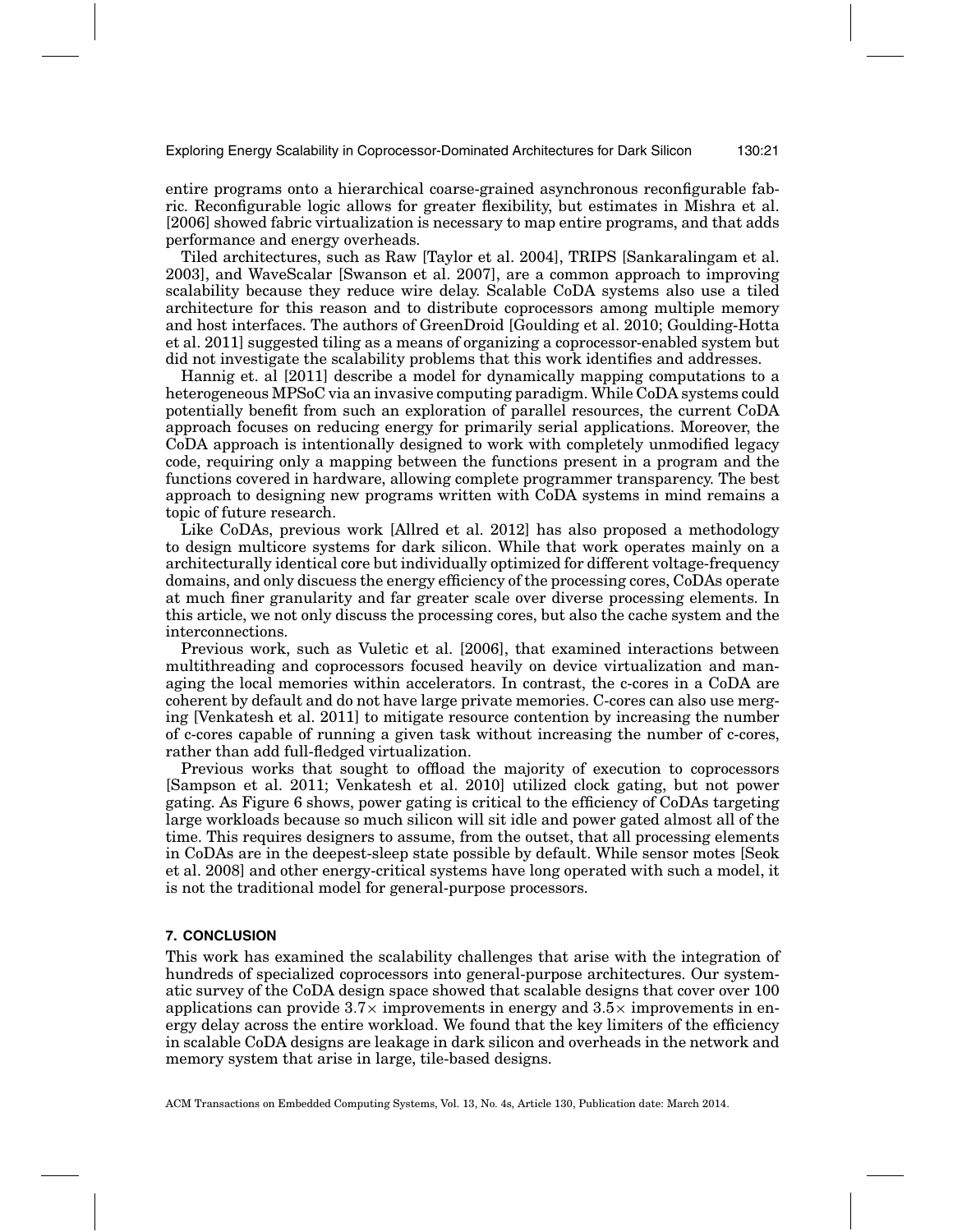entire programs onto a hierarchical coarse-grained asynchronous reconfigurable fabric. Reconfigurable logic allows for greater flexibility, but estimates in Mishra et al. [2006] showed fabric virtualization is necessary to map entire programs, and that adds performance and energy overheads.

Tiled architectures, such as Raw [Taylor et al. 2004], TRIPS [Sankaralingam et al. 2003], and WaveScalar [Swanson et al. 2007], are a common approach to improving scalability because they reduce wire delay. Scalable CoDA systems also use a tiled architecture for this reason and to distribute coprocessors among multiple memory and host interfaces. The authors of GreenDroid [Goulding et al. 2010; Goulding-Hotta et al. 2011] suggested tiling as a means of organizing a coprocessor-enabled system but did not investigate the scalability problems that this work identifies and addresses.

Hannig et. al [2011] describe a model for dynamically mapping computations to a heterogeneous MPSoC via an invasive computing paradigm. While CoDA systems could potentially benefit from such an exploration of parallel resources, the current CoDA approach focuses on reducing energy for primarily serial applications. Moreover, the CoDA approach is intentionally designed to work with completely unmodified legacy code, requiring only a mapping between the functions present in a program and the functions covered in hardware, allowing complete programmer transparency. The best approach to designing new programs written with CoDA systems in mind remains a topic of future research.

Like CoDAs, previous work [Allred et al. 2012] has also proposed a methodology to design multicore systems for dark silicon. While that work operates mainly on a architecturally identical core but individually optimized for different voltage-frequency domains, and only discuss the energy efficiency of the processing cores, CoDAs operate at much finer granularity and far greater scale over diverse processing elements. In this article, we not only discuss the processing cores, but also the cache system and the interconnections.

Previous work, such as Vuletic et al. [2006], that examined interactions between multithreading and coprocessors focused heavily on device virtualization and managing the local memories within accelerators. In contrast, the c-cores in a CoDA are coherent by default and do not have large private memories. C-cores can also use merging [Venkatesh et al. 2011] to mitigate resource contention by increasing the number of c-cores capable of running a given task without increasing the number of c-cores, rather than add full-fledged virtualization.

Previous works that sought to offload the majority of execution to coprocessors [Sampson et al. 2011; Venkatesh et al. 2010] utilized clock gating, but not power gating. As Figure 6 shows, power gating is critical to the efficiency of CoDAs targeting large workloads because so much silicon will sit idle and power gated almost all of the time. This requires designers to assume, from the outset, that all processing elements in CoDAs are in the deepest-sleep state possible by default. While sensor motes [Seok et al. 2008] and other energy-critical systems have long operated with such a model, it is not the traditional model for general-purpose processors.

## 7. CONCLUSION

This work has examined the scalability challenges that arise with the integration of hundreds of specialized coprocessors into general-purpose architectures. Our systematic survey of the CoDA design space showed that scalable designs that cover over 100 applications can provide $3.7\times$ improvements in energy and $3.5\times$ improvements in energy delay across the entire workload. We found that the key limiters of the efficiency in scalable CoDA designs are leakage in dark silicon and overheads in the network and memory system that arise in large, tile-based designs.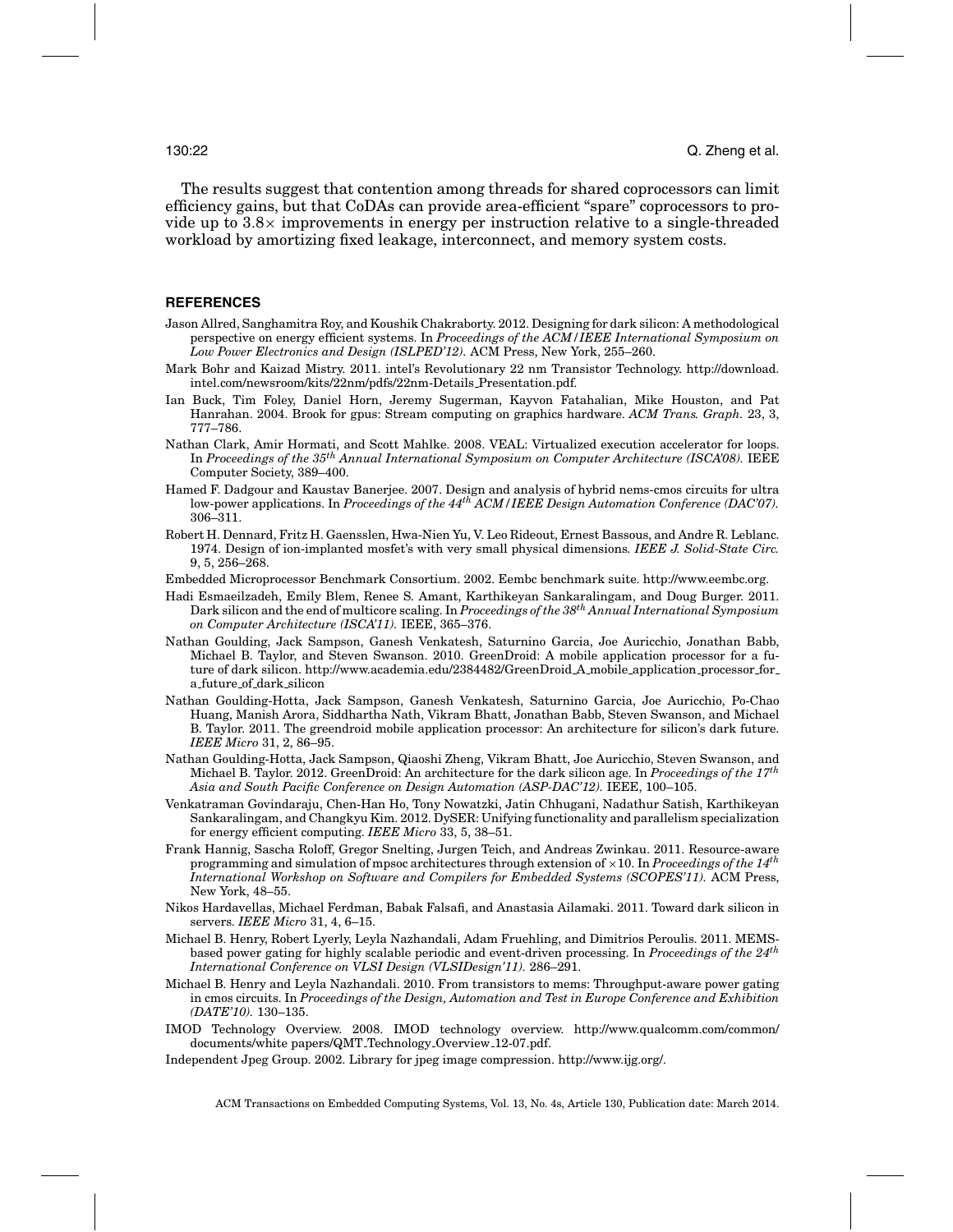The results suggest that contention among threads for shared coprocessors can limit efficiency gains, but that CoDAs can provide area-efficient "spare" coprocessors to provide up to 3.8× improvements in energy per instruction relative to a single-threaded workload by amortizing fixed leakage, interconnect, and memory system costs.

## REFERENCES

Jason Allred, Sanghamitra Roy, and Koushik Chakraborty. 2012. Designing for dark silicon: A methodological perspective on energy efficient systems. In *Proceedings of the ACM/IEEE International Symposium on Low Power Electronics and Design (ISLPED'12)*. ACM Press, New York, 255–260.

Mark Bohr and Kaizad Mistry. 2011. intel's Revolutionary 22 nm Transistor Technology. http://download.intel.com/newsroom/kits/22nm/pdfs/22nm-Details_Presentation.pdf.

Ian Buck, Tim Foley, Daniel Horn, Jeremy Sugerman, Kayvon Fatahalian, Mike Houston, and Pat Hanrahan. 2004. Brook for gpus: Stream computing on graphics hardware. *ACM Trans. Graph.* 23, 3, 777–786.

Nathan Clark, Amir Hormati, and Scott Mahlke. 2008. VEAL: Virtualized execution accelerator for loops. In *Proceedings of the 35th Annual International Symposium on Computer Architecture (ISCA'08)*. IEEE Computer Society, 389–400.

Hamed F. Dadgour and Kaustav Banerjee. 2007. Design and analysis of hybrid nems-cmos circuits for ultra low-power applications. In *Proceedings of the 44th ACM/IEEE Design Automation Conference (DAC'07)*. 306–311.

Robert H. Dennard, Fritz H. Gaensslen, Hwa-Nien Yu, V. Leo Rideout, Ernest Bassous, and Andre R. Leblanc. 1974. Design of ion-implanted mosfet's with very small physical dimensions. *IEEE J. Solid-State Circ.* 9, 5, 256–268.

Embedded Microprocessor Benchmark Consortium. 2002. Eembc benchmark suite. http://www.eembc.org.

Hadi Esmaeilzadeh, Emily Blem, Renee S. Amant, Karthikeyan Sankaralingam, and Doug Burger. 2011. Dark silicon and the end of multicore scaling. In *Proceedings of the 38th Annual International Symposium on Computer Architecture (ISCA'11)*. IEEE, 365–376.

Nathan Goulding, Jack Sampson, Ganesh Venkatesh, Saturnino Garcia, Joe Auricchio, Jonathan Babb, Michael B. Taylor, and Steven Swanson. 2010. GreenDroid: A mobile application processor for a future of dark silicon. http://www.academia.edu/2384482/GreenDroid_A_mobile_application_processor_for_a_future_of_dark_silicon

Nathan Goulding-Hotta, Jack Sampson, Ganesh Venkatesh, Saturnino Garcia, Joe Auricchio, Po-Chao Huang, Manish Arora, Siddhartha Nath, Vikram Bhatt, Jonathan Babb, Steven Swanson, and Michael B. Taylor. 2011. The greendroid mobile application processor: An architecture for silicon's dark future. *IEEE Micro* 31, 2, 86–95.

Nathan Goulding-Hotta, Jack Sampson, Qiaoshi Zheng, Vikram Bhatt, Joe Auricchio, Steven Swanson, and Michael B. Taylor. 2012. GreenDroid: An architecture for the dark silicon age. In *Proceedings of the 17th Asia and South Pacific Conference on Design Automation (ASP-DAC'12)*. IEEE, 100–105.

Venkatraman Govindaraju, Chen-Han Ho, Tony Nowatzki, Jatin Chhugani, Nadathur Satish, Karthikeyan Sankaralingam, and Changkyu Kim. 2012. DySER: Unifying functionality and parallelism specialization for energy efficient computing. *IEEE Micro* 33, 5, 38–51.

Frank Hannig, Sascha Roloff, Gregor Snelting, Jurgen Teich, and Andreas Zwinkau. 2011. Resource-aware programming and simulation of mpsoc architectures through extension of ×10. In *Proceedings of the 14th International Workshop on Software and Compilers for Embedded Systems (SCOPES'11)*. ACM Press, New York, 48–55.

Nikos Hardavellas, Michael Ferdman, Babak Falsafi, and Anastasia Ailamaki. 2011. Toward dark silicon in servers. *IEEE Micro* 31, 4, 6–15.

Michael B. Henry, Robert Lyerly, Leyla Nazhandali, Adam Fruehling, and Dimitrios Peroulis. 2011. MEMS-based power gating for highly scalable periodic and event-driven processing. In *Proceedings of the 24th International Conference on VLSI Design (VLSIDesign'11)*. 286–291.

Michael B. Henry and Leyla Nazhandali. 2010. From transistors to mems: Throughput-aware power gating in cmos circuits. In *Proceedings of the Design, Automation and Test in Europe Conference and Exhibition (DATE'10)*. 130–135.

IMOD Technology Overview. 2008. IMOD technology overview. http://www.qualcomm.com/common/documents/white papers/QMT_Technology_Overview_12-07.pdf.

Independent Jpeg Group. 2002. Library for jpeg image compression. http://www.ijg.org/.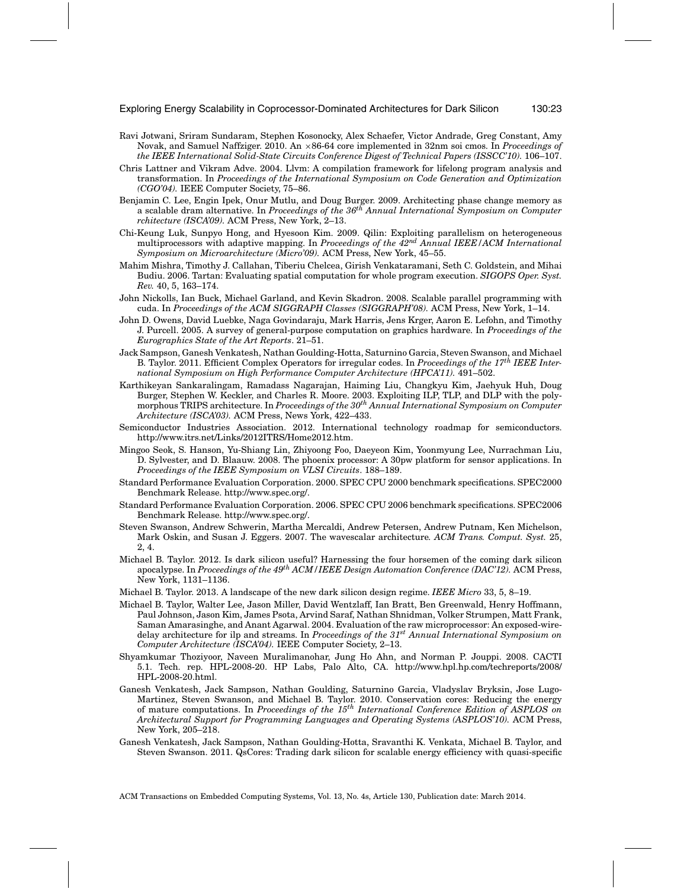Ravi Jotwani, Sriram Sundaram, Stephen Kosonocky, Alex Schaefer, Victor Andrade, Greg Constant, Amy Novak, and Samuel Naffziger. 2010. An ×86-64 core implemented in 32nm soi cmos. In *Proceedings of the IEEE International Solid-State Circuits Conference Digest of Technical Papers (ISSCC'10)*. 106–107.

Chris Lattner and Vikram Adve. 2004. Llvm: A compilation framework for lifelong program analysis and transformation. In *Proceedings of the International Symposium on Code Generation and Optimization (CGO'04)*. IEEE Computer Society, 75–86.

Benjamin C. Lee, Engin Ipek, Onur Mutlu, and Doug Burger. 2009. Architecting phase change memory as a scalable dram alternative. In *Proceedings of the 36th Annual International Symposium on Computer rchitecture (ISCA'09)*. ACM Press, New York, 2–13.

Chi-Keung Luk, Sunpyo Hong, and Hyesoon Kim. 2009. Qilin: Exploiting parallelism on heterogeneous multiprocessors with adaptive mapping. In *Proceedings of the 42nd Annual IEEE/ACM International Symposium on Microarchitecture (Micro'09)*. ACM Press, New York, 45–55.

Mahim Mishra, Timothy J. Callahan, Tiberiu Chelcea, Girish Venkataramani, Seth C. Goldstein, and Mihai Budiu. 2006. Tartan: Evaluating spatial computation for whole program execution. *SIGOPS Oper. Syst. Rev.* 40, 5, 163–174.

John Nickolls, Ian Buck, Michael Garland, and Kevin Skadron. 2008. Scalable parallel programming with cuda. In *Proceedings of the ACM SIGGRAPH Classes (SIGGRAPH'08)*. ACM Press, New York, 1–14.

John D. Owens, David Luebke, Naga Govindaraju, Mark Harris, Jens Krger, Aaron E. Lefohn, and Timothy J. Purcell. 2005. A survey of general-purpose computation on graphics hardware. In *Proceedings of the Eurographics State of the Art Reports*. 21–51.

Jack Sampson, Ganesh Venkatesh, Nathan Goulding-Hotta, Saturnino Garcia, Steven Swanson, and Michael B. Taylor. 2011. Efficient Complex Operators for irregular codes. In *Proceedings of the 17th IEEE International Symposium on High Performance Computer Architecture (HPCA'11)*. 491–502.

Karthikeyan Sankaralingam, Ramadass Nagarajan, Haiming Liu, Changkyu Kim, Jaehyuk Huh, Doug Burger, Stephen W. Keckler, and Charles R. Moore. 2003. Exploiting ILP, TLP, and DLP with the polymorphous TRIPS architecture. In *Proceedings of the 30th Annual International Symposium on Computer Architecture (ISCA'03)*. ACM Press, News York, 422–433.

Semiconductor Industries Association. 2012. International technology roadmap for semiconductors. http://www.itrs.net/Links/2012ITRS/Home2012.htm.

Mingoo Seok, S. Hanson, Yu-Shiang Lin, Zhiyoong Foo, Daeyeon Kim, Yoonmyung Lee, Nurrachman Liu, D. Sylvester, and D. Blaauw. 2008. The phoenix processor: A 30pw platform for sensor applications. In *Proceedings of the IEEE Symposium on VLSI Circuits*. 188–189.

Standard Performance Evaluation Corporation. 2000. SPEC CPU 2000 benchmark specifications. SPEC2000 Benchmark Release. http://www.spec.org/.

Standard Performance Evaluation Corporation. 2006. SPEC CPU 2006 benchmark specifications. SPEC2006 Benchmark Release. http://www.spec.org/.

Steven Swanson, Andrew Schwerin, Martha Mercaldi, Andrew Petersen, Andrew Putnam, Ken Michelson, Mark Oskin, and Susan J. Eggers. 2007. The wavescalar architecture. *ACM Trans. Comput. Syst.* 25, 2, 4.

Michael B. Taylor. 2012. Is dark silicon useful? Harnessing the four horsemen of the coming dark silicon apocalypse. In *Proceedings of the 49th ACM/IEEE Design Automation Conference (DAC'12)*. ACM Press, New York, 1131–1136.

Michael B. Taylor. 2013. A landscape of the new dark silicon design regime. *IEEE Micro* 33, 5, 8–19.

Michael B. Taylor, Walter Lee, Jason Miller, David Wentzlaff, Ian Bratt, Ben Greenwald, Henry Hoffmann, Paul Johnson, Jason Kim, James Psota, Arvind Saraf, Nathan Shnidman, Volker Strumpen, Matt Frank, Saman Amarasinghe, and Anant Agarwal. 2004. Evaluation of the raw microprocessor: An exposed-wire-delay architecture for ilp and streams. In *Proceedings of the 31st Annual International Symposium on Computer Architecture (ISCA'04)*. IEEE Computer Society, 2–13.

Shyamkumar Thoziyoor, Naveen Muralimanohar, Jung Ho Ahn, and Norman P. Jouppi. 2008. CACTI 5.1. Tech. rep. HPL-2008-20. HP Labs, Palo Alto, CA. http://www.hpl.hp.com/techreports/2008/HPL-2008-20.html.

Ganesh Venkatesh, Jack Sampson, Nathan Goulding, Saturnino Garcia, Vladyslav Bryksin, Jose Lugo-Martinez, Steven Swanson, and Michael B. Taylor. 2010. Conservation cores: Reducing the energy of mature computations. In *Proceedings of the 15th International Conference Edition of ASPLOS on Architectural Support for Programming Languages and Operating Systems (ASPLOS'10)*. ACM Press, New York, 205–218.

Ganesh Venkatesh, Jack Sampson, Nathan Goulding-Hotta, Sravanthi K. Venkata, Michael B. Taylor, and Steven Swanson. 2011. QsCores: Trading dark silicon for scalable energy efficiency with quasi-specific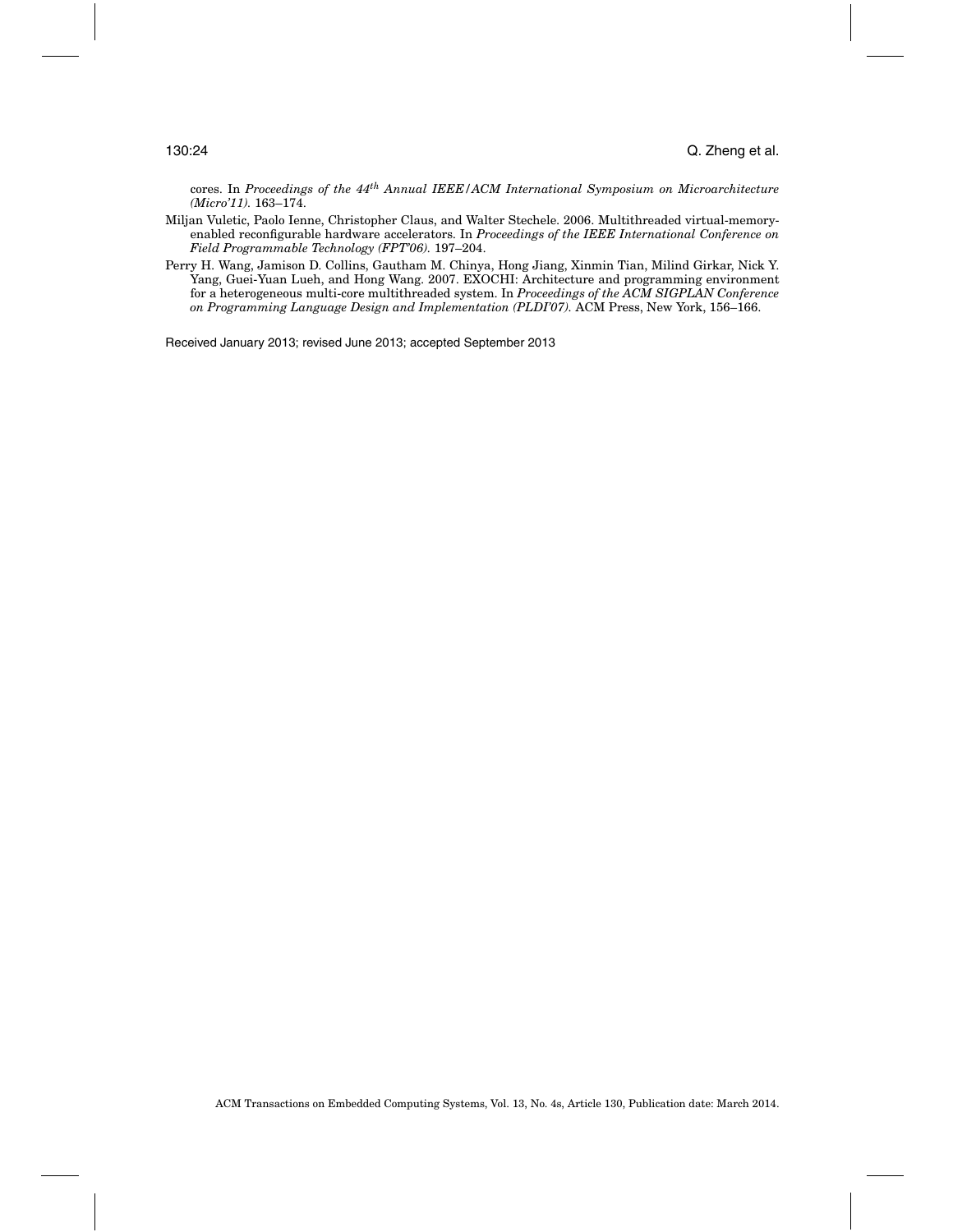cores. In *Proceedings of the 44$^{th}$ Annual IEEE/ACM International Symposium on Microarchitecture (Micro'11)*. 163–174.

Miljan Vuletic, Paolo Ienne, Christopher Claus, and Walter Stechele. 2006. Multithreaded virtual-memory-enabled reconfigurable hardware accelerators. In *Proceedings of the IEEE International Conference on Field Programmable Technology (FPT'06)*. 197–204.

Perry H. Wang, Jamison D. Collins, Gautham M. Chinya, Hong Jiang, Xinmin Tian, Milind Girkar, Nick Y. Yang, Guei-Yuan Lueh, and Hong Wang. 2007. EXOCHI: Architecture and programming environment for a heterogeneous multi-core multithreaded system. In *Proceedings of the ACM SIGPLAN Conference on Programming Language Design and Implementation (PLDI'07)*. ACM Press, New York, 156–166.

Received January 2013; revised June 2013; accepted September 2013